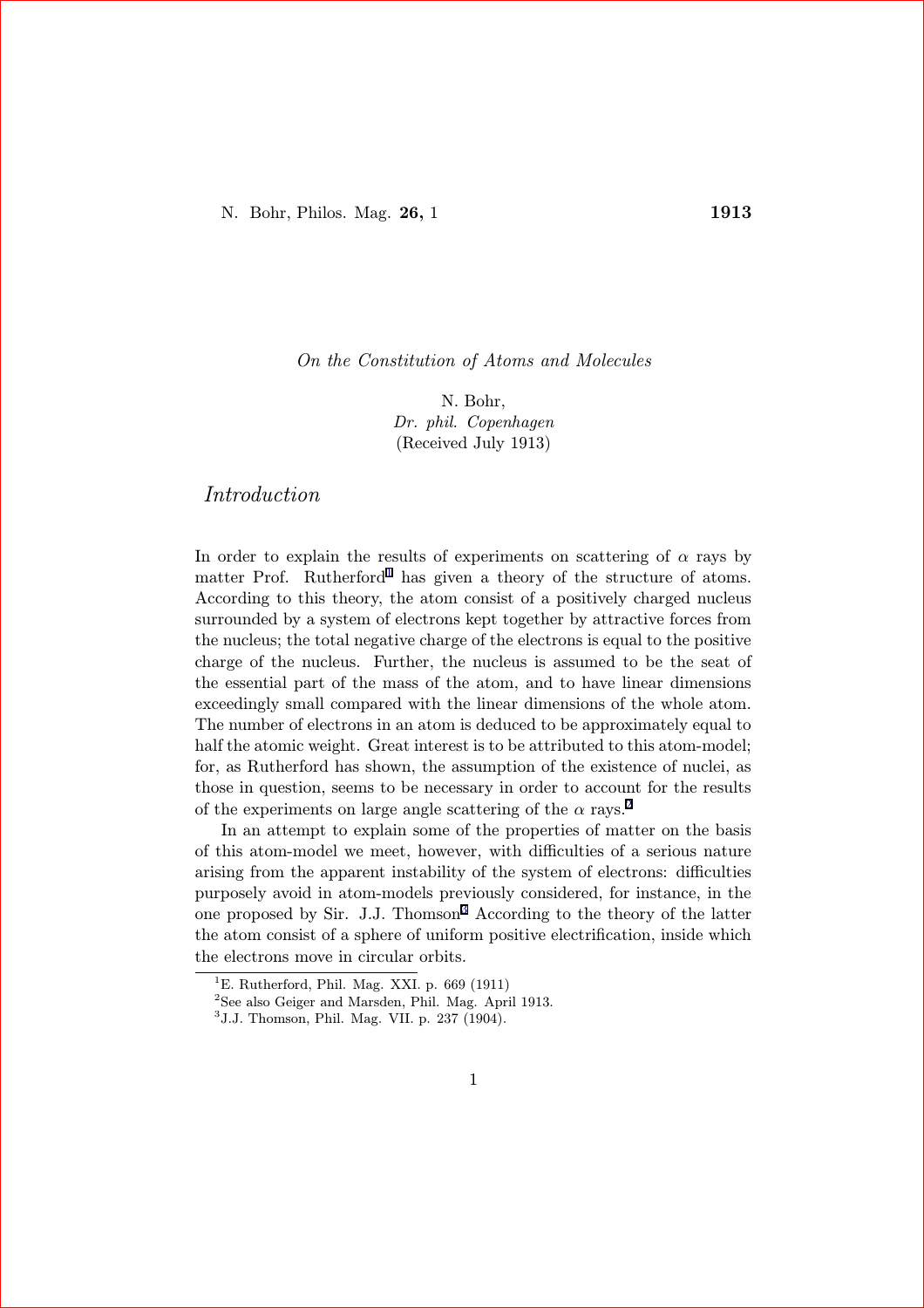# On the Constitution of Atoms and Molecules

N. Bohr,
*Dr. phil. Copenhagen*
(Received July 1913)

## Introduction

In order to explain the results of experiments on scattering of $\alpha$ rays by matter Prof. Rutherford[1] has given a theory of the structure of atoms. According to this theory, the atom consist of a positively charged nucleus surrounded by a system of electrons kept together by attractive forces from the nucleus; the total negative charge of the electrons is equal to the positive charge of the nucleus. Further, the nucleus is assumed to be the seat of the essential part of the mass of the atom, and to have linear dimensions exceedingly small compared with the linear dimensions of the whole atom. The number of electrons in an atom is deduced to be approximately equal to half the atomic weight. Great interest is to be attributed to this atom-model; for, as Rutherford has shown, the assumption of the existence of nuclei, as those in question, seems to be necessary in order to account for the results of the experiments on large angle scattering of the $\alpha$ rays.[2]

In an attempt to explain some of the properties of matter on the basis of this atom-model we meet, however, with difficulties of a serious nature arising from the apparent instability of the system of electrons: difficulties purposely avoid in atom-models previously considered, for instance, in the one proposed by Sir. J.J. Thomson[3] According to the theory of the latter the atom consist of a sphere of uniform positive electrification, inside which the electrons move in circular orbits.

[1] E. Rutherford, Phil. Mag. XXI. p. 669 (1911)

[2] See also Geiger and Marsden, Phil. Mag. April 1913.

[3] J.J. Thomson, Phil. Mag. VII. p. 237 (1904).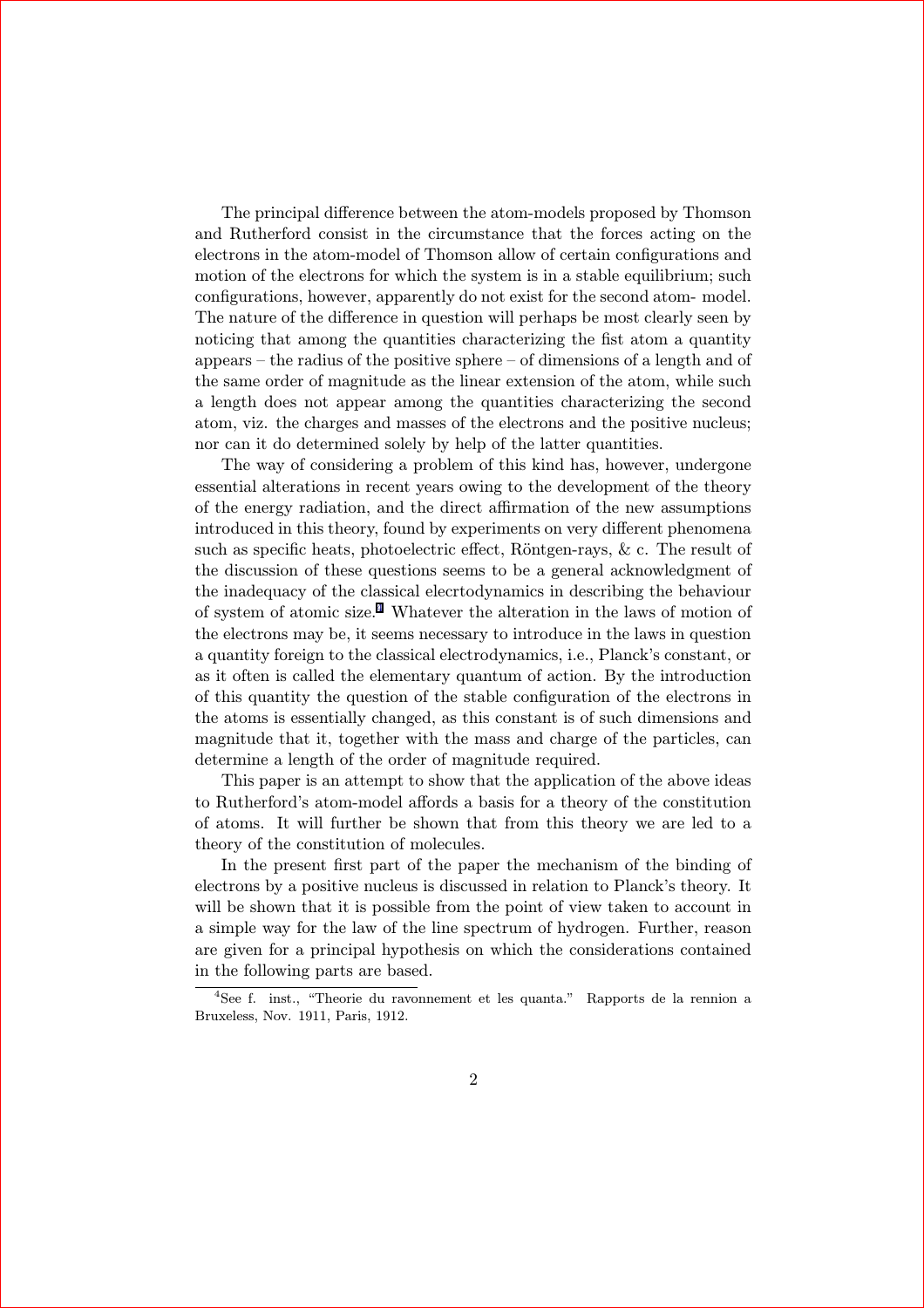The principal difference between the atom-models proposed by Thomson and Rutherford consist in the circumstance that the forces acting on the electrons in the atom-model of Thomson allow of certain configurations and motion of the electrons for which the system is in a stable equilibrium; such configurations, however, apparently do not exist for the second atom- model. The nature of the difference in question will perhaps be most clearly seen by noticing that among the quantities characterizing the fist atom a quantity appears – the radius of the positive sphere – of dimensions of a length and of the same order of magnitude as the linear extension of the atom, while such a length does not appear among the quantities characterizing the second atom, viz. the charges and masses of the electrons and the positive nucleus; nor can it do determined solely by help of the latter quantities.

The way of considering a problem of this kind has, however, undergone essential alterations in recent years owing to the development of the theory of the energy radiation, and the direct affirmation of the new assumptions introduced in this theory, found by experiments on very different phenomena such as specific heats, photoelectric effect, Röntgen-rays, & c. The result of the discussion of these questions seems to be a general acknowledgment of the inadequacy of the classical elecrtodynamics in describing the behaviour of system of atomic size.[4] Whatever the alteration in the laws of motion of the electrons may be, it seems necessary to introduce in the laws in question a quantity foreign to the classical electrodynamics, i.e., Planck's constant, or as it often is called the elementary quantum of action. By the introduction of this quantity the question of the stable configuration of the electrons in the atoms is essentially changed, as this constant is of such dimensions and magnitude that it, together with the mass and charge of the particles, can determine a length of the order of magnitude required.

This paper is an attempt to show that the application of the above ideas to Rutherford's atom-model affords a basis for a theory of the constitution of atoms. It will further be shown that from this theory we are led to a theory of the constitution of molecules.

In the present first part of the paper the mechanism of the binding of electrons by a positive nucleus is discussed in relation to Planck's theory. It will be shown that it is possible from the point of view taken to account in a simple way for the law of the line spectrum of hydrogen. Further, reason are given for a principal hypothesis on which the considerations contained in the following parts are based.

[4] See f. inst., "Theorie du ravonnement et les quanta." Rapports de la rennion a Bruxeless, Nov. 1911, Paris, 1912.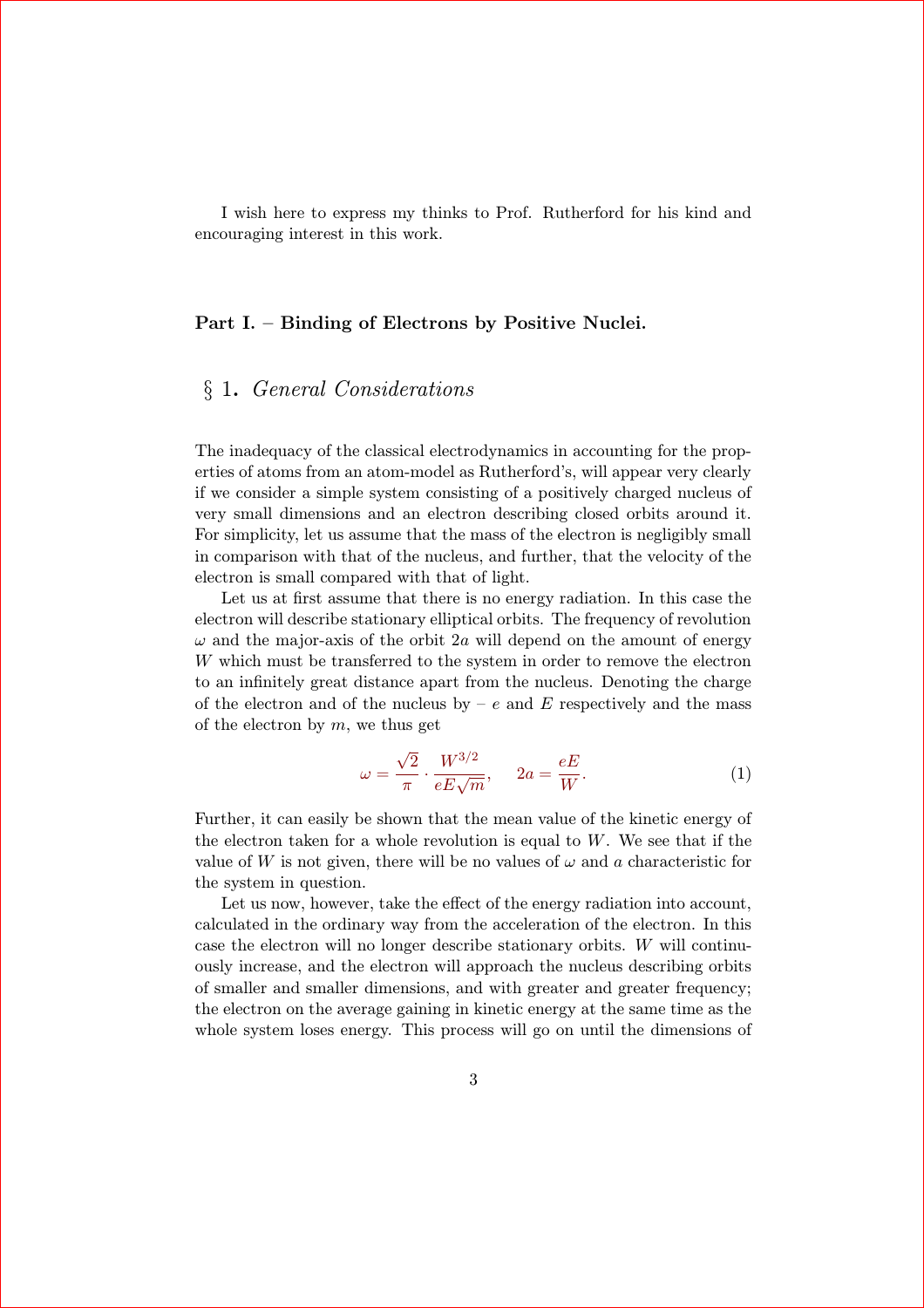I wish here to express my thinks to Prof. Rutherford for his kind and encouraging interest in this work.

## Part I. – Binding of Electrons by Positive Nuclei.

### § 1. *General Considerations*

The inadequacy of the classical electrodynamics in accounting for the properties of atoms from an atom-model as Rutherford's, will appear very clearly if we consider a simple system consisting of a positively charged nucleus of very small dimensions and an electron describing closed orbits around it. For simplicity, let us assume that the mass of the electron is negligibly small in comparison with that of the nucleus, and further, that the velocity of the electron is small compared with that of light.

Let us at first assume that there is no energy radiation. In this case the electron will describe stationary elliptical orbits. The frequency of revolution $\omega$ and the major-axis of the orbit $2a$ will depend on the amount of energy $W$ which must be transferred to the system in order to remove the electron to an infinitely great distance apart from the nucleus. Denoting the charge of the electron and of the nucleus by $-e$ and $E$ respectively and the mass of the electron by $m$, we thus get

$$\omega = \frac{\sqrt{2}}{\pi} \cdot \frac{W^{3/2}}{eE\sqrt{m}}, \quad 2a = \frac{eE}{W}. \tag{1}$$

Further, it can easily be shown that the mean value of the kinetic energy of the electron taken for a whole revolution is equal to $W$. We see that if the value of $W$ is not given, there will be no values of $\omega$ and $a$ characteristic for the system in question.

Let us now, however, take the effect of the energy radiation into account, calculated in the ordinary way from the acceleration of the electron. In this case the electron will no longer describe stationary orbits. $W$ will continuously increase, and the electron will approach the nucleus describing orbits of smaller and smaller dimensions, and with greater and greater frequency; the electron on the average gaining in kinetic energy at the same time as the whole system loses energy. This process will go on until the dimensions of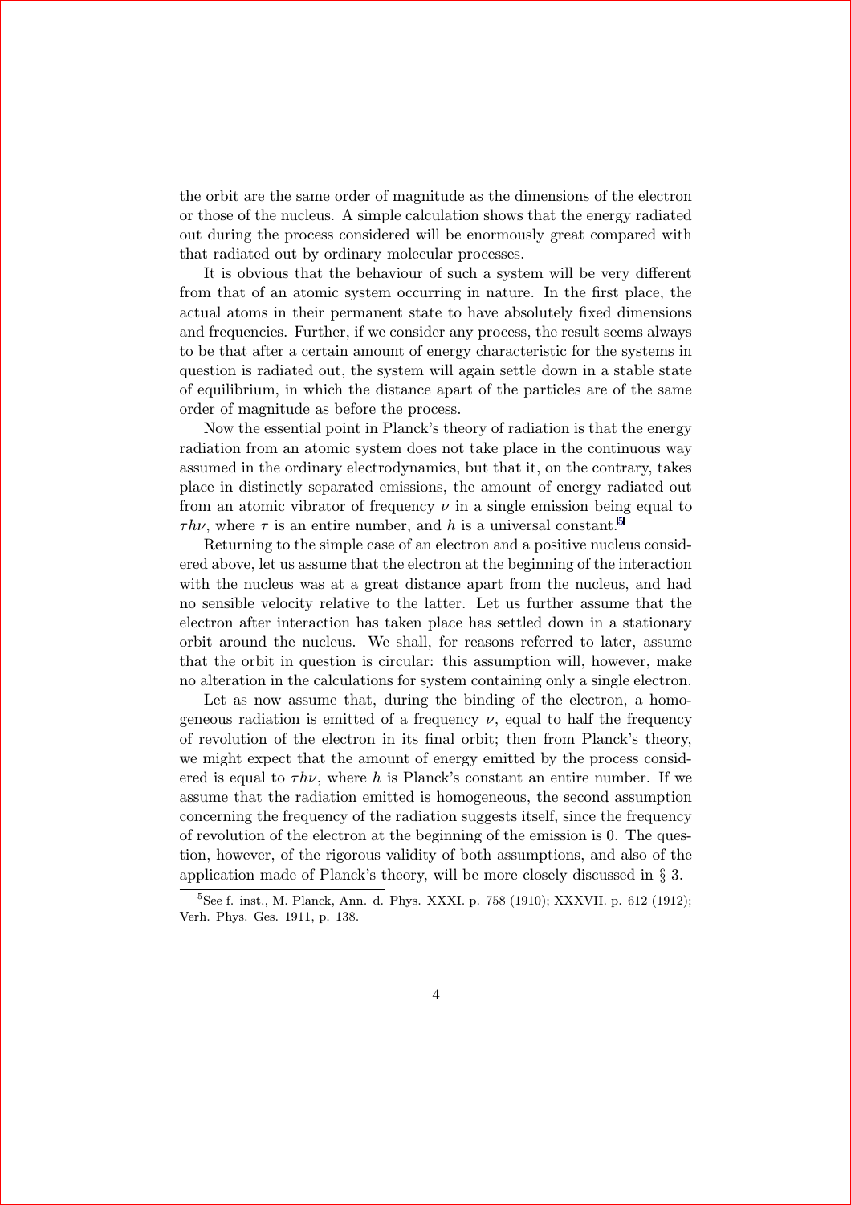the orbit are the same order of magnitude as the dimensions of the electron or those of the nucleus. A simple calculation shows that the energy radiated out during the process considered will be enormously great compared with that radiated out by ordinary molecular processes.

It is obvious that the behaviour of such a system will be very different from that of an atomic system occurring in nature. In the first place, the actual atoms in their permanent state to have absolutely fixed dimensions and frequencies. Further, if we consider any process, the result seems always to be that after a certain amount of energy characteristic for the systems in question is radiated out, the system will again settle down in a stable state of equilibrium, in which the distance apart of the particles are of the same order of magnitude as before the process.

Now the essential point in Planck's theory of radiation is that the energy radiation from an atomic system does not take place in the continuous way assumed in the ordinary electrodynamics, but that it, on the contrary, takes place in distinctly separated emissions, the amount of energy radiated out from an atomic vibrator of frequency $\nu$ in a single emission being equal to $\tau h\nu$, where $\tau$ is an entire number, and $h$ is a universal constant.[5]

Returning to the simple case of an electron and a positive nucleus considered above, let us assume that the electron at the beginning of the interaction with the nucleus was at a great distance apart from the nucleus, and had no sensible velocity relative to the latter. Let us further assume that the electron after interaction has taken place has settled down in a stationary orbit around the nucleus. We shall, for reasons referred to later, assume that the orbit in question is circular: this assumption will, however, make no alteration in the calculations for system containing only a single electron.

Let as now assume that, during the binding of the electron, a homogeneous radiation is emitted of a frequency $\nu$, equal to half the frequency of revolution of the electron in its final orbit; then from Planck's theory, we might expect that the amount of energy emitted by the process considered is equal to $\tau h\nu$, where $h$ is Planck's constant an entire number. If we assume that the radiation emitted is homogeneous, the second assumption concerning the frequency of the radiation suggests itself, since the frequency of revolution of the electron at the beginning of the emission is 0. The question, however, of the rigorous validity of both assumptions, and also of the application made of Planck's theory, will be more closely discussed in § 3.

[5] See f. inst., M. Planck, Ann. d. Phys. XXXI. p. 758 (1910); XXXVII. p. 612 (1912); Verh. Phys. Ges. 1911, p. 138.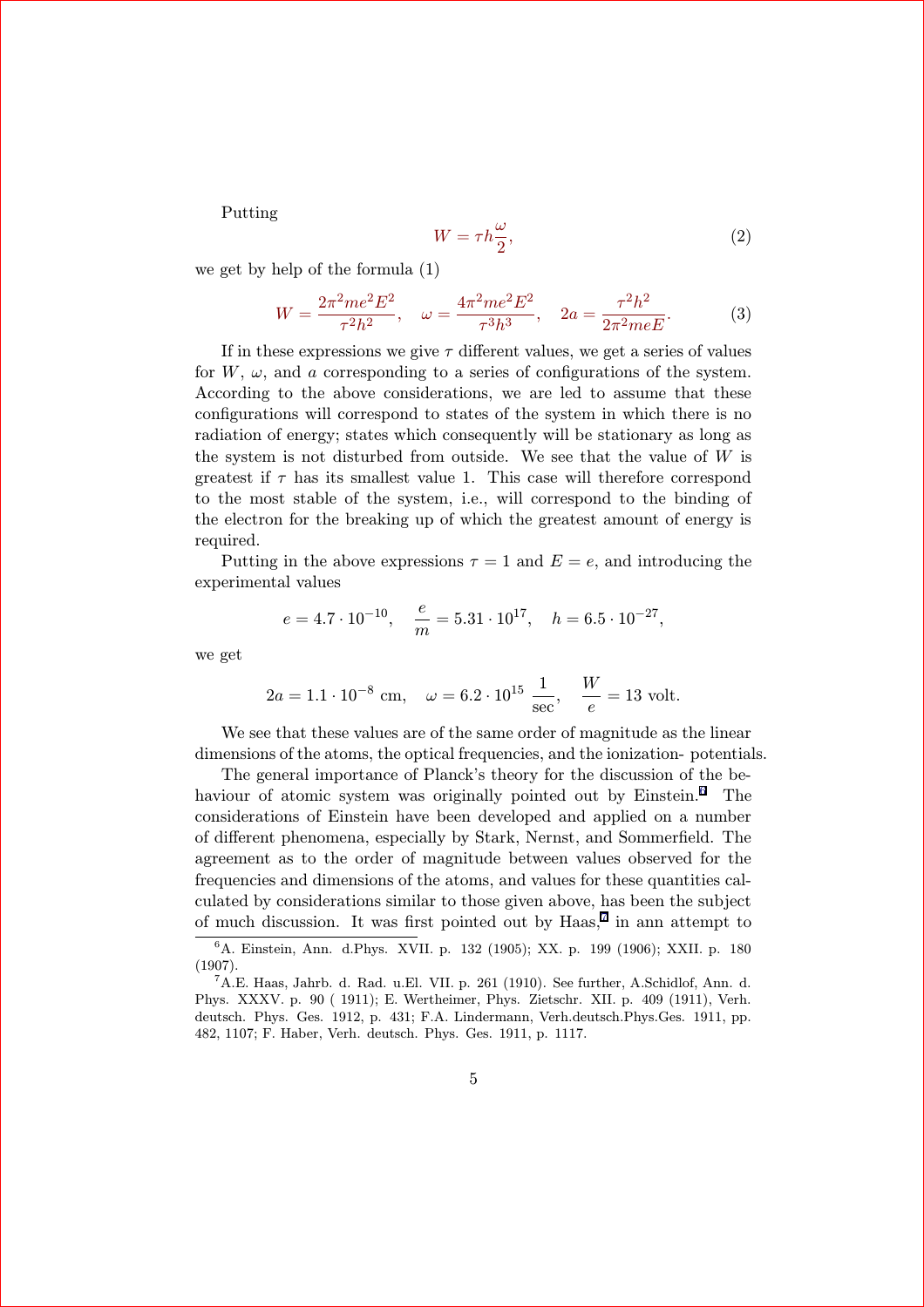Putting

$$W = \tau h \frac{\omega}{2}, \tag{2}$$

we get by help of the formula (1)

$$W = \frac{2\pi^2 me^2 E^2}{\tau^2 h^2}, \quad \omega = \frac{4\pi^2 me^2 E^2}{\tau^3 h^3}, \quad 2a = \frac{\tau^2 h^2}{2\pi^2 meE}. \tag{3}$$

If in these expressions we give $\tau$ different values, we get a series of values for $W$, $\omega$, and $a$ corresponding to a series of configurations of the system. According to the above considerations, we are led to assume that these configurations will correspond to states of the system in which there is no radiation of energy; states which consequently will be stationary as long as the system is not disturbed from outside. We see that the value of $W$ is greatest if $\tau$ has its smallest value 1. This case will therefore correspond to the most stable of the system, i.e., will correspond to the binding of the electron for the breaking up of which the greatest amount of energy is required.

Putting in the above expressions $\tau = 1$ and $E = e$, and introducing the experimental values

$$e = 4.7 \cdot 10^{-10}, \quad \frac{e}{m} = 5.31 \cdot 10^{17}, \quad h = 6.5 \cdot 10^{-27},$$

we get

$$2a = 1.1 \cdot 10^{-8} \text{ cm}, \quad \omega = 6.2 \cdot 10^{15} \ \frac{1}{\text{sec}}, \quad \frac{W}{e} = 13 \text{ volt}.$$

We see that these values are of the same order of magnitude as the linear dimensions of the atoms, the optical frequencies, and the ionization- potentials.

The general importance of Planck's theory for the discussion of the behaviour of atomic system was originally pointed out by Einstein.[6] The considerations of Einstein have been developed and applied on a number of different phenomena, especially by Stark, Nernst, and Sommerfield. The agreement as to the order of magnitude between values observed for the frequencies and dimensions of the atoms, and values for these quantities calculated by considerations similar to those given above, has been the subject of much discussion. It was first pointed out by Haas,[7] in ann attempt to

[6] A. Einstein, Ann. d.Phys. XVII. p. 132 (1905); XX. p. 199 (1906); XXII. p. 180 (1907).

[7] A.E. Haas, Jahrb. d. Rad. u.El. VII. p. 261 (1910). See further, A.Schidlof, Ann. d. Phys. XXXV. p. 90 ( 1911); E. Wertheimer, Phys. Zietschr. XII. p. 409 (1911), Verh. deutsch. Phys. Ges. 1912, p. 431; F.A. Lindermann, Verh.deutsch.Phys.Ges. 1911, pp. 482, 1107; F. Haber, Verh. deutsch. Phys. Ges. 1911, p. 1117.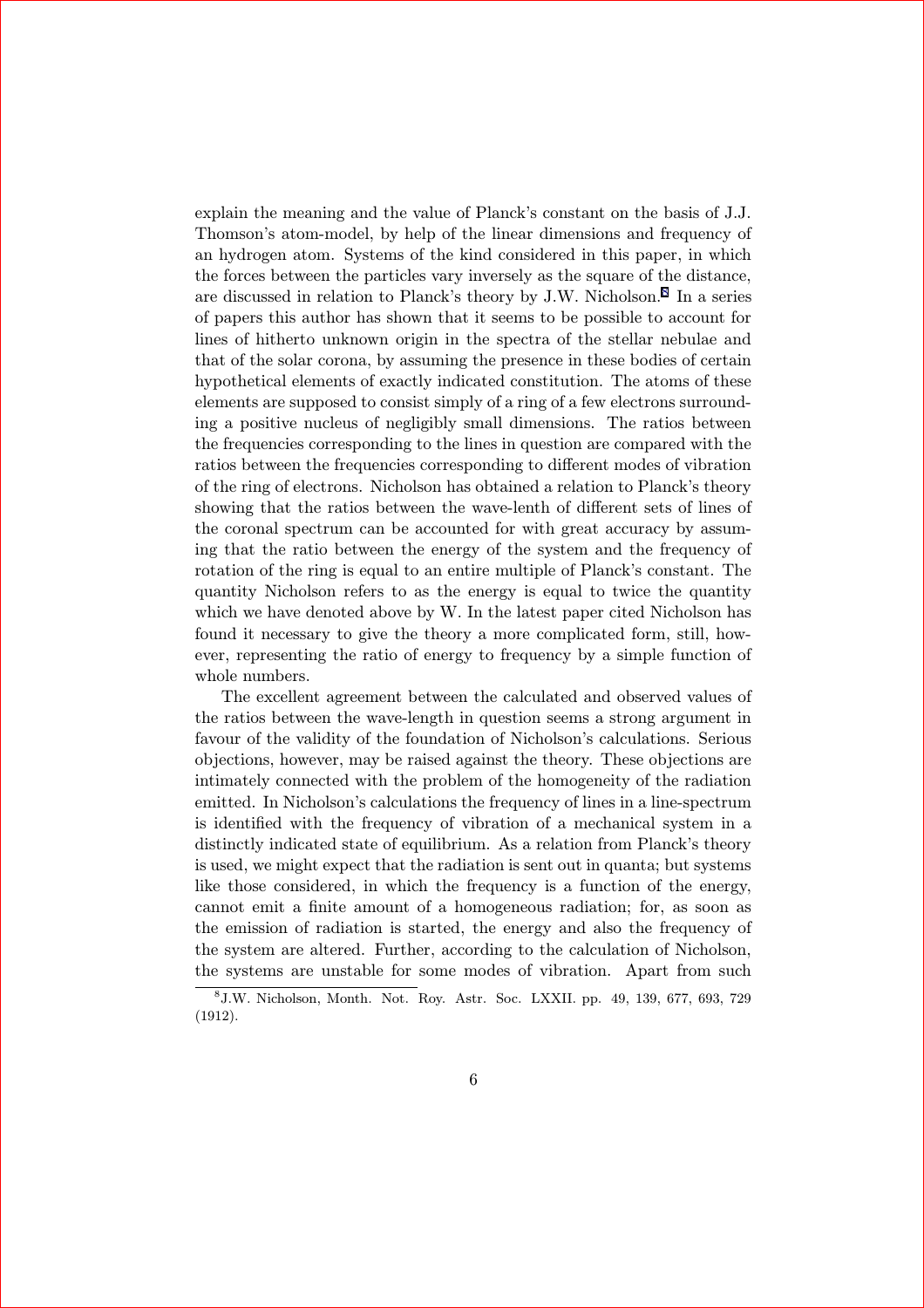explain the meaning and the value of Planck's constant on the basis of J.J. Thomson's atom-model, by help of the linear dimensions and frequency of an hydrogen atom. Systems of the kind considered in this paper, in which the forces between the particles vary inversely as the square of the distance, are discussed in relation to Planck's theory by J.W. Nicholson.[8] In a series of papers this author has shown that it seems to be possible to account for lines of hitherto unknown origin in the spectra of the stellar nebulae and that of the solar corona, by assuming the presence in these bodies of certain hypothetical elements of exactly indicated constitution. The atoms of these elements are supposed to consist simply of a ring of a few electrons surrounding a positive nucleus of negligibly small dimensions. The ratios between the frequencies corresponding to the lines in question are compared with the ratios between the frequencies corresponding to different modes of vibration of the ring of electrons. Nicholson has obtained a relation to Planck's theory showing that the ratios between the wave-lenth of different sets of lines of the coronal spectrum can be accounted for with great accuracy by assuming that the ratio between the energy of the system and the frequency of rotation of the ring is equal to an entire multiple of Planck's constant. The quantity Nicholson refers to as the energy is equal to twice the quantity which we have denoted above by W. In the latest paper cited Nicholson has found it necessary to give the theory a more complicated form, still, however, representing the ratio of energy to frequency by a simple function of whole numbers.

The excellent agreement between the calculated and observed values of the ratios between the wave-length in question seems a strong argument in favour of the validity of the foundation of Nicholson's calculations. Serious objections, however, may be raised against the theory. These objections are intimately connected with the problem of the homogeneity of the radiation emitted. In Nicholson's calculations the frequency of lines in a line-spectrum is identified with the frequency of vibration of a mechanical system in a distinctly indicated state of equilibrium. As a relation from Planck's theory is used, we might expect that the radiation is sent out in quanta; but systems like those considered, in which the frequency is a function of the energy, cannot emit a finite amount of a homogeneous radiation; for, as soon as the emission of radiation is started, the energy and also the frequency of the system are altered. Further, according to the calculation of Nicholson, the systems are unstable for some modes of vibration. Apart from such

[8] J.W. Nicholson, Month. Not. Roy. Astr. Soc. LXXII. pp. 49, 139, 677, 693, 729 (1912).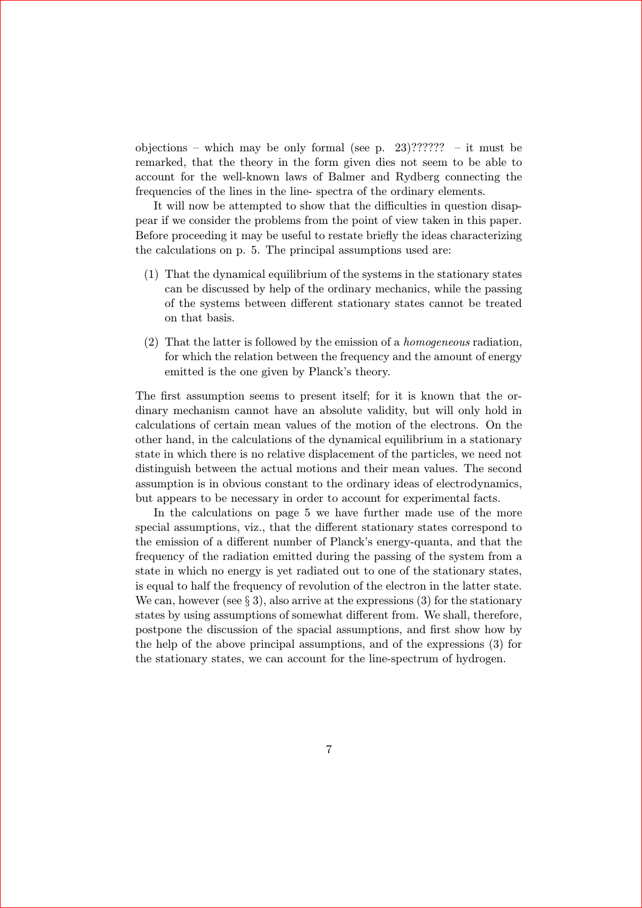objections – which may be only formal (see p. 23)?????? – it must be remarked, that the theory in the form given dies not seem to be able to account for the well-known laws of Balmer and Rydberg connecting the frequencies of the lines in the line- spectra of the ordinary elements.

It will now be attempted to show that the difficulties in question disappear if we consider the problems from the point of view taken in this paper. Before proceeding it may be useful to restate briefly the ideas characterizing the calculations on p. 5. The principal assumptions used are:

(1) That the dynamical equilibrium of the systems in the stationary states can be discussed by help of the ordinary mechanics, while the passing of the systems between different stationary states cannot be treated on that basis.

(2) That the latter is followed by the emission of a *homogeneous* radiation, for which the relation between the frequency and the amount of energy emitted is the one given by Planck's theory.

The first assumption seems to present itself; for it is known that the ordinary mechanism cannot have an absolute validity, but will only hold in calculations of certain mean values of the motion of the electrons. On the other hand, in the calculations of the dynamical equilibrium in a stationary state in which there is no relative displacement of the particles, we need not distinguish between the actual motions and their mean values. The second assumption is in obvious constant to the ordinary ideas of electrodynamics, but appears to be necessary in order to account for experimental facts.

In the calculations on page 5 we have further made use of the more special assumptions, viz., that the different stationary states correspond to the emission of a different number of Planck's energy-quanta, and that the frequency of the radiation emitted during the passing of the system from a state in which no energy is yet radiated out to one of the stationary states, is equal to half the frequency of revolution of the electron in the latter state. We can, however (see § 3), also arrive at the expressions (3) for the stationary states by using assumptions of somewhat different from. We shall, therefore, postpone the discussion of the spacial assumptions, and first show how by the help of the above principal assumptions, and of the expressions (3) for the stationary states, we can account for the line-spectrum of hydrogen.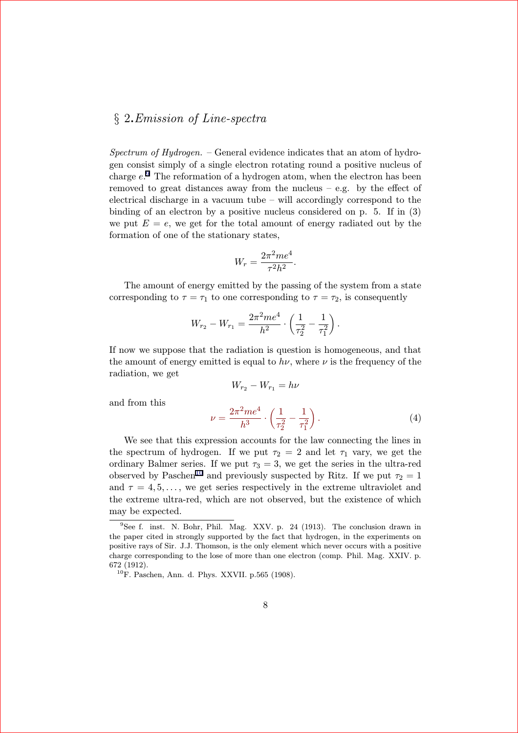## § 2. *Emission of Line-spectra*

*Spectrum of Hydrogen.* – General evidence indicates that an atom of hydrogen consist simply of a single electron rotating round a positive nucleus of charge $e$.[9] The reformation of a hydrogen atom, when the electron has been removed to great distances away from the nucleus – e.g. by the effect of electrical discharge in a vacuum tube – will accordingly correspond to the binding of an electron by a positive nucleus considered on p. 5. If in (3) we put $E = e$, we get for the total amount of energy radiated out by the formation of one of the stationary states,

$$W_r = \frac{2\pi^2 me^4}{\tau^2 h^2}.$$

The amount of energy emitted by the passing of the system from a state corresponding to $\tau = \tau_1$ to one corresponding to $\tau = \tau_2$, is consequently

$$W_{r_2} - W_{r_1} = \frac{2\pi^2 me^4}{h^2} \cdot \left( \frac{1}{\tau_2^2} - \frac{1}{\tau_1^2} \right).$$

If now we suppose that the radiation is question is homogeneous, and that the amount of energy emitted is equal to $h\nu$, where $\nu$ is the frequency of the radiation, we get

$$W_{r_2} - W_{r_1} = h\nu$$

and from this

$$\nu = \frac{2\pi^2 me^4}{h^3} \cdot \left( \frac{1}{\tau_2^2} - \frac{1}{\tau_1^2} \right). \tag{4}$$

We see that this expression accounts for the law connecting the lines in the spectrum of hydrogen. If we put $\tau_2 = 2$ and let $\tau_1$ vary, we get the ordinary Balmer series. If we put $\tau_3 = 3$, we get the series in the ultra-red observed by Paschen[10] and previously suspected by Ritz. If we put $\tau_2 = 1$ and $\tau = 4, 5, \ldots$, we get series respectively in the extreme ultraviolet and the extreme ultra-red, which are not observed, but the existence of which may be expected.

---

[9] See f. inst. N. Bohr, Phil. Mag. XXV. p. 24 (1913). The conclusion drawn in the paper cited in strongly supported by the fact that hydrogen, in the experiments on positive rays of Sir. J.J. Thomson, is the only element which never occurs with a positive charge corresponding to the lose of more than one electron (comp. Phil. Mag. XXIV. p. 672 (1912).

[10] F. Paschen, Ann. d. Phys. XXVII. p.565 (1908).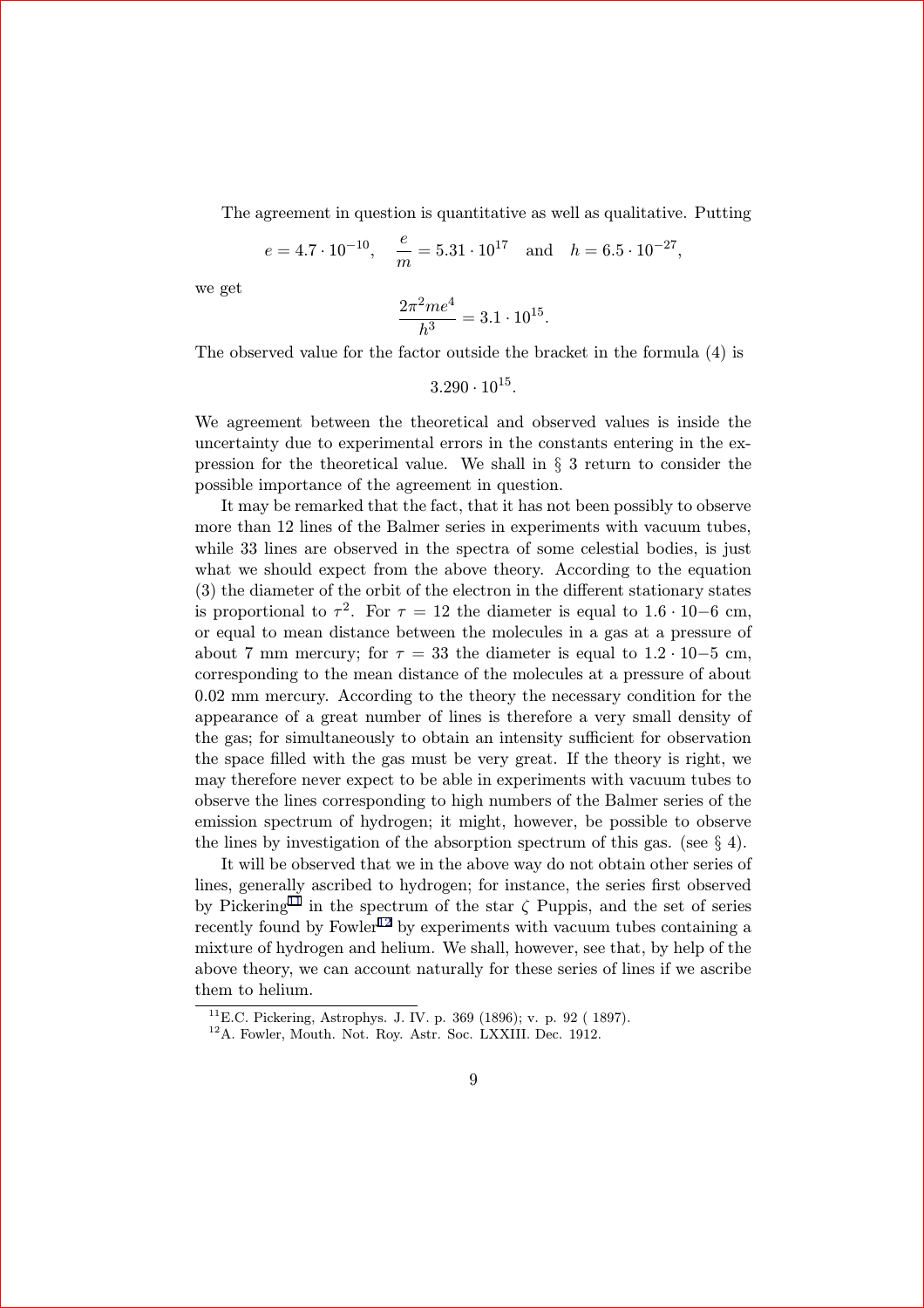The agreement in question is quantitative as well as qualitative. Putting

$$e = 4.7 \cdot 10^{-10}, \quad \frac{e}{m} = 5.31 \cdot 10^{17} \quad \text{and} \quad h = 6.5 \cdot 10^{-27},$$

we get

$$\frac{2\pi^2 me^4}{h^3} = 3.1 \cdot 10^{15}.$$

The observed value for the factor outside the bracket in the formula (4) is

$$3.290 \cdot 10^{15}.$$

We agreement between the theoretical and observed values is inside the uncertainty due to experimental errors in the constants entering in the expression for the theoretical value. We shall in § 3 return to consider the possible importance of the agreement in question.

It may be remarked that the fact, that it has not been possibly to observe more than 12 lines of the Balmer series in experiments with vacuum tubes, while 33 lines are observed in the spectra of some celestial bodies, is just what we should expect from the above theory. According to the equation (3) the diameter of the orbit of the electron in the different stationary states is proportional to $\tau^2$. For $\tau = 12$ the diameter is equal to $1.6 \cdot 10{-}6$ cm, or equal to mean distance between the molecules in a gas at a pressure of about 7 mm mercury; for $\tau = 33$ the diameter is equal to $1.2 \cdot 10{-}5$ cm, corresponding to the mean distance of the molecules at a pressure of about 0.02 mm mercury. According to the theory the necessary condition for the appearance of a great number of lines is therefore a very small density of the gas; for simultaneously to obtain an intensity sufficient for observation the space filled with the gas must be very great. If the theory is right, we may therefore never expect to be able in experiments with vacuum tubes to observe the lines corresponding to high numbers of the Balmer series of the emission spectrum of hydrogen; it might, however, be possible to observe the lines by investigation of the absorption spectrum of this gas. (see § 4).

It will be observed that we in the above way do not obtain other series of lines, generally ascribed to hydrogen; for instance, the series first observed by Pickering[11] in the spectrum of the star $\zeta$ Puppis, and the set of series recently found by Fowler[12] by experiments with vacuum tubes containing a mixture of hydrogen and helium. We shall, however, see that, by help of the above theory, we can account naturally for these series of lines if we ascribe them to helium.

[11] E.C. Pickering, Astrophys. J. IV. p. 369 (1896); v. p. 92 ( 1897).

[12] A. Fowler, Mouth. Not. Roy. Astr. Soc. LXXIII. Dec. 1912.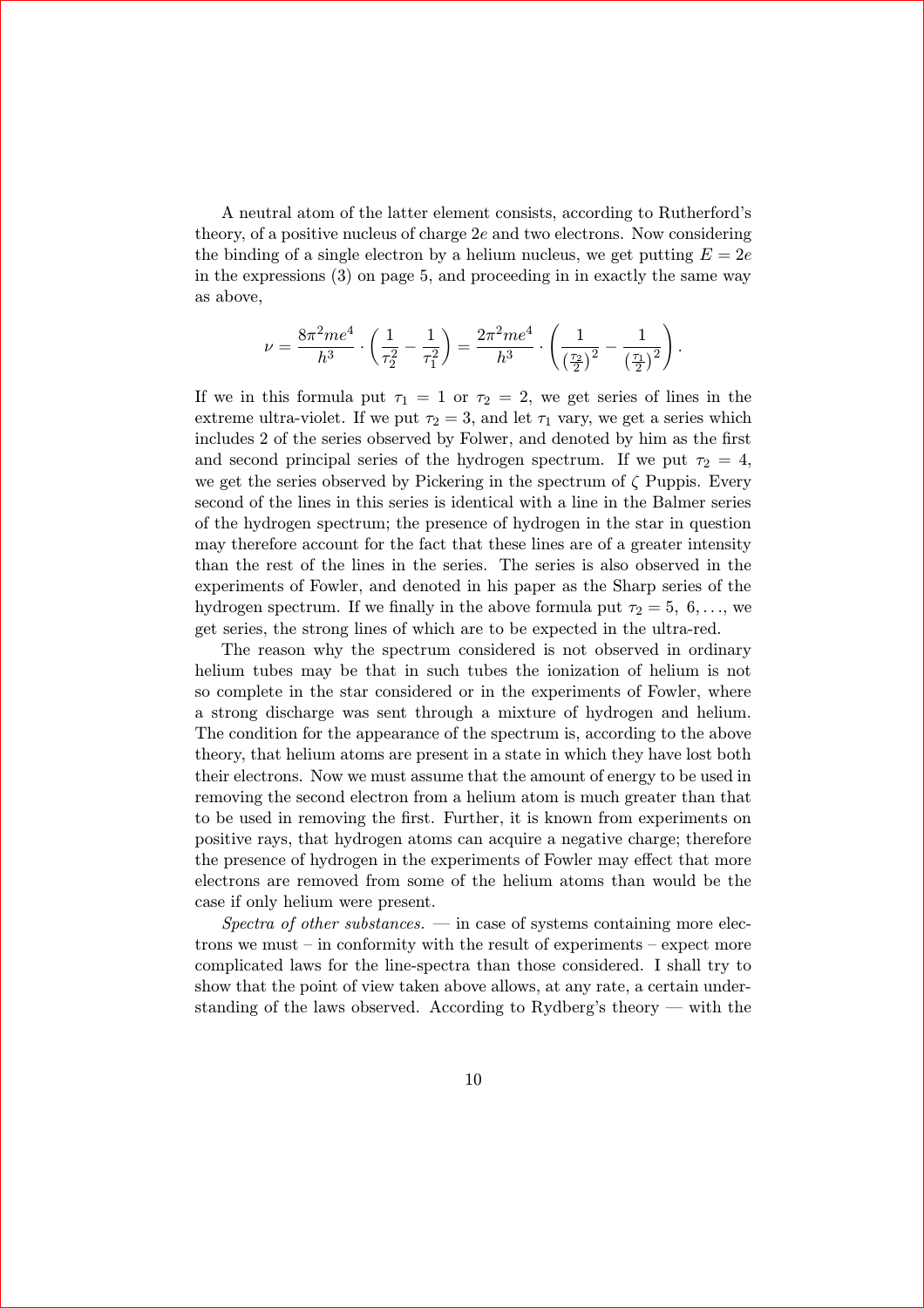A neutral atom of the latter element consists, according to Rutherford's theory, of a positive nucleus of charge $2e$ and two electrons. Now considering the binding of a single electron by a helium nucleus, we get putting $E = 2e$ in the expressions (3) on page 5, and proceeding in in exactly the same way as above,

$$\nu = \frac{8\pi^2 me^4}{h^3} \cdot \left( \frac{1}{\tau_2^2} - \frac{1}{\tau_1^2} \right) = \frac{2\pi^2 me^4}{h^3} \cdot \left( \frac{1}{\left(\frac{\tau_2}{2}\right)^2} - \frac{1}{\left(\frac{\tau_1}{2}\right)^2} \right).$$

If we in this formula put $\tau_1 = 1$ or $\tau_2 = 2$, we get series of lines in the extreme ultra-violet. If we put $\tau_2 = 3$, and let $\tau_1$ vary, we get a series which includes 2 of the series observed by Folwer, and denoted by him as the first and second principal series of the hydrogen spectrum. If we put $\tau_2 = 4$, we get the series observed by Pickering in the spectrum of $\zeta$ Puppis. Every second of the lines in this series is identical with a line in the Balmer series of the hydrogen spectrum; the presence of hydrogen in the star in question may therefore account for the fact that these lines are of a greater intensity than the rest of the lines in the series. The series is also observed in the experiments of Fowler, and denoted in his paper as the Sharp series of the hydrogen spectrum. If we finally in the above formula put $\tau_2 = 5,\ 6, \ldots$, we get series, the strong lines of which are to be expected in the ultra-red.

The reason why the spectrum considered is not observed in ordinary helium tubes may be that in such tubes the ionization of helium is not so complete in the star considered or in the experiments of Fowler, where a strong discharge was sent through a mixture of hydrogen and helium. The condition for the appearance of the spectrum is, according to the above theory, that helium atoms are present in a state in which they have lost both their electrons. Now we must assume that the amount of energy to be used in removing the second electron from a helium atom is much greater than that to be used in removing the first. Further, it is known from experiments on positive rays, that hydrogen atoms can acquire a negative charge; therefore the presence of hydrogen in the experiments of Fowler may effect that more electrons are removed from some of the helium atoms than would be the case if only helium were present.

*Spectra of other substances.* — in case of systems containing more electrons we must – in conformity with the result of experiments – expect more complicated laws for the line-spectra than those considered. I shall try to show that the point of view taken above allows, at any rate, a certain understanding of the laws observed. According to Rydberg's theory — with the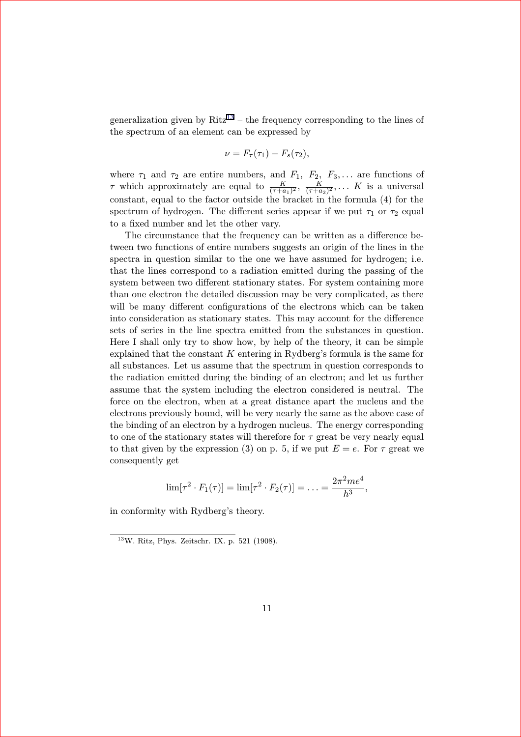generalization given by Ritz[13] – the frequency corresponding to the lines of the spectrum of an element can be expressed by

$$\nu = F_r(\tau_1) - F_s(\tau_2),$$

where $\tau_1$ and $\tau_2$ are entire numbers, and $F_1,\ F_2,\ F_3, \ldots$ are functions of $\tau$ which approximately are equal to $\frac{K}{(\tau+a_1)^2},\ \frac{K}{(\tau+a_2)^2}, \ldots$ $K$ is a universal constant, equal to the factor outside the bracket in the formula (4) for the spectrum of hydrogen. The different series appear if we put $\tau_1$ or $\tau_2$ equal to a fixed number and let the other vary.

The circumstance that the frequency can be written as a difference between two functions of entire numbers suggests an origin of the lines in the spectra in question similar to the one we have assumed for hydrogen; i.e. that the lines correspond to a radiation emitted during the passing of the system between two different stationary states. For system containing more than one electron the detailed discussion may be very complicated, as there will be many different configurations of the electrons which can be taken into consideration as stationary states. This may account for the difference sets of series in the line spectra emitted from the substances in question. Here I shall only try to show how, by help of the theory, it can be simple explained that the constant $K$ entering in Rydberg's formula is the same for all substances. Let us assume that the spectrum in question corresponds to the radiation emitted during the binding of an electron; and let us further assume that the system including the electron considered is neutral. The force on the electron, when at a great distance apart the nucleus and the electrons previously bound, will be very nearly the same as the above case of the binding of an electron by a hydrogen nucleus. The energy corresponding to one of the stationary states will therefore for $\tau$ great be very nearly equal to that given by the expression (3) on p. 5, if we put $E = e$. For $\tau$ great we consequently get

$$\lim[\tau^2 \cdot F_1(\tau)] = \lim[\tau^2 \cdot F_2(\tau)] = \ldots = \frac{2\pi^2 me^4}{h^3},$$

in conformity with Rydberg's theory.

---

[13] W. Ritz, Phys. Zeitschr. IX. p. 521 (1908).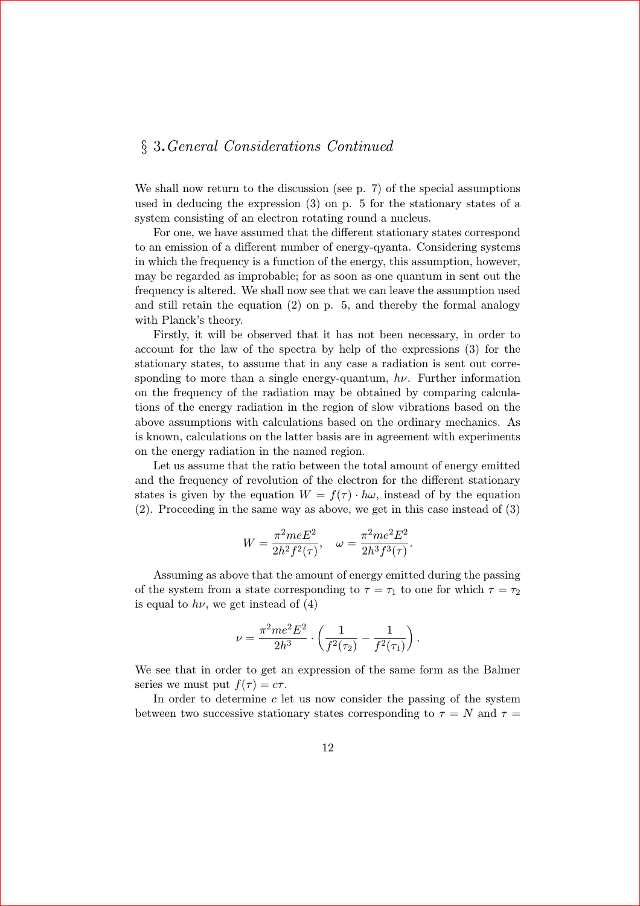## § 3. *General Considerations Continued*

We shall now return to the discussion (see p. 7) of the special assumptions used in deducing the expression (3) on p. 5 for the stationary states of a system consisting of an electron rotating round a nucleus.

For one, we have assumed that the different stationary states correspond to an emission of a different number of energy-qyanta. Considering systems in which the frequency is a function of the energy, this assumption, however, may be regarded as improbable; for as soon as one quantum in sent out the frequency is altered. We shall now see that we can leave the assumption used and still retain the equation (2) on p. 5, and thereby the formal analogy with Planck's theory.

Firstly, it will be observed that it has not been necessary, in order to account for the law of the spectra by help of the expressions (3) for the stationary states, to assume that in any case a radiation is sent out corresponding to more than a single energy-quantum, $h\nu$. Further information on the frequency of the radiation may be obtained by comparing calculations of the energy radiation in the region of slow vibrations based on the above assumptions with calculations based on the ordinary mechanics. As is known, calculations on the latter basis are in agreement with experiments on the energy radiation in the named region.

Let us assume that the ratio between the total amount of energy emitted and the frequency of revolution of the electron for the different stationary states is given by the equation $W = f(\tau) \cdot h\omega$, instead of by the equation (2). Proceeding in the same way as above, we get in this case instead of (3)

$$W = \frac{\pi^2 meE^2}{2h^2 f^2(\tau)}, \quad \omega = \frac{\pi^2 me^2E^2}{2h^3 f^3(\tau)}.$$

Assuming as above that the amount of energy emitted during the passing of the system from a state corresponding to $\tau = \tau_1$ to one for which $\tau = \tau_2$ is equal to $h\nu$, we get instead of (4)

$$\nu = \frac{\pi^2 me^2E^2}{2h^3} \cdot \left( \frac{1}{f^2(\tau_2)} - \frac{1}{f^2(\tau_1)} \right).$$

We see that in order to get an expression of the same form as the Balmer series we must put $f(\tau) = c\tau$.

In order to determine $c$ let us now consider the passing of the system between two successive stationary states corresponding to $\tau = N$ and $\tau =$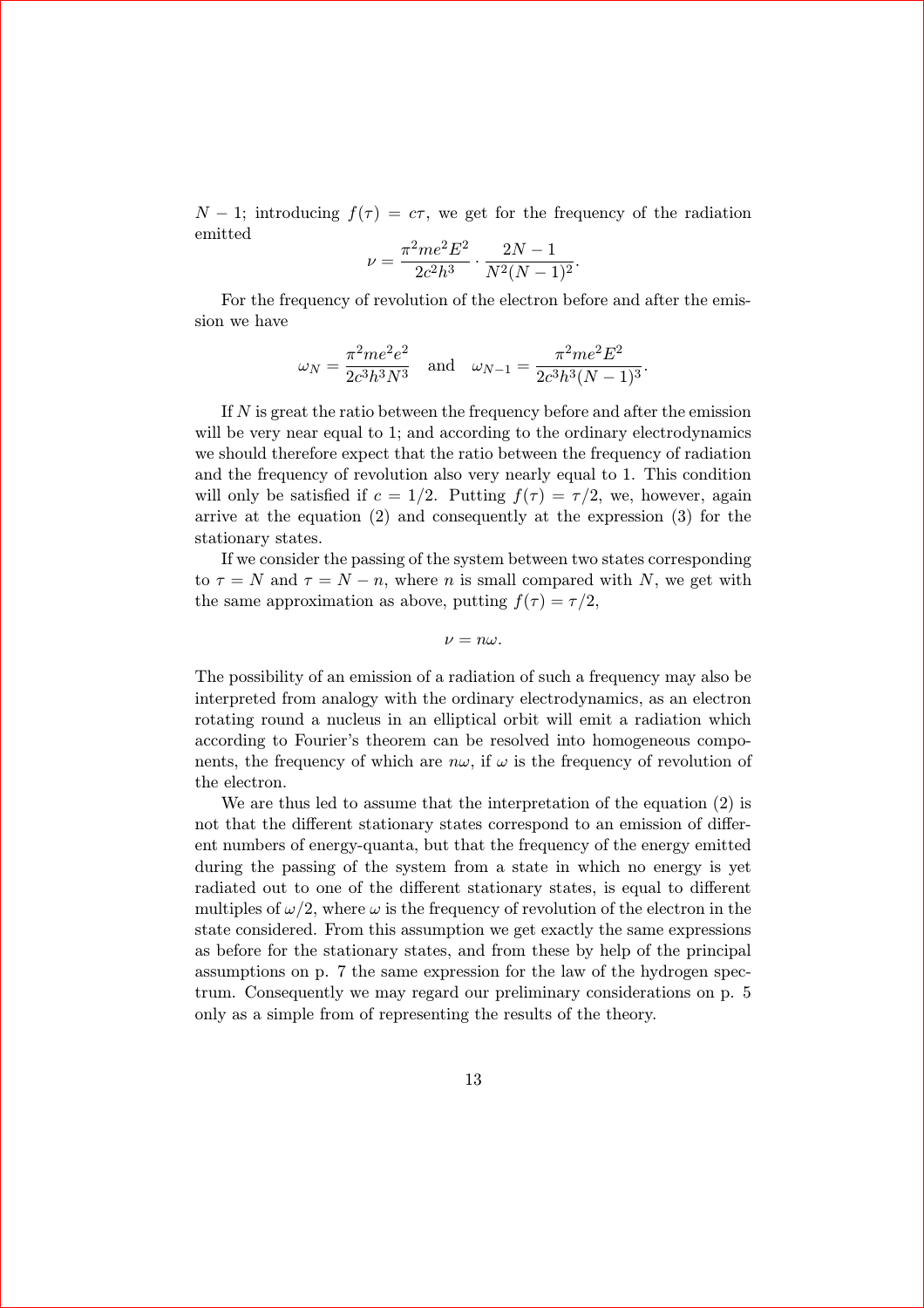$N-1$; introducing $f(\tau) = c\tau$, we get for the frequency of the radiation emitted

$$\nu = \frac{\pi^2 m e^2 E^2}{2c^2 h^3} \cdot \frac{2N-1}{N^2(N-1)^2}.$$

For the frequency of revolution of the electron before and after the emission we have

$$\omega_N = \frac{\pi^2 m e^2 e^2}{2c^3 h^3 N^3} \quad \text{and} \quad \omega_{N-1} = \frac{\pi^2 m e^2 E^2}{2c^3 h^3 (N-1)^3}.$$

If $N$ is great the ratio between the frequency before and after the emission will be very near equal to 1; and according to the ordinary electrodynamics we should therefore expect that the ratio between the frequency of radiation and the frequency of revolution also very nearly equal to 1. This condition will only be satisfied if $c = 1/2$. Putting $f(\tau) = \tau/2$, we, however, again arrive at the equation (2) and consequently at the expression (3) for the stationary states.

If we consider the passing of the system between two states corresponding to $\tau = N$ and $\tau = N - n$, where $n$ is small compared with $N$, we get with the same approximation as above, putting $f(\tau) = \tau/2$,

$$\nu = n\omega.$$

The possibility of an emission of a radiation of such a frequency may also be interpreted from analogy with the ordinary electrodynamics, as an electron rotating round a nucleus in an elliptical orbit will emit a radiation which according to Fourier's theorem can be resolved into homogeneous components, the frequency of which are $n\omega$, if $\omega$ is the frequency of revolution of the electron.

We are thus led to assume that the interpretation of the equation (2) is not that the different stationary states correspond to an emission of different numbers of energy-quanta, but that the frequency of the energy emitted during the passing of the system from a state in which no energy is yet radiated out to one of the different stationary states, is equal to different multiples of $\omega/2$, where $\omega$ is the frequency of revolution of the electron in the state considered. From this assumption we get exactly the same expressions as before for the stationary states, and from these by help of the principal assumptions on p. 7 the same expression for the law of the hydrogen spectrum. Consequently we may regard our preliminary considerations on p. 5 only as a simple from of representing the results of the theory.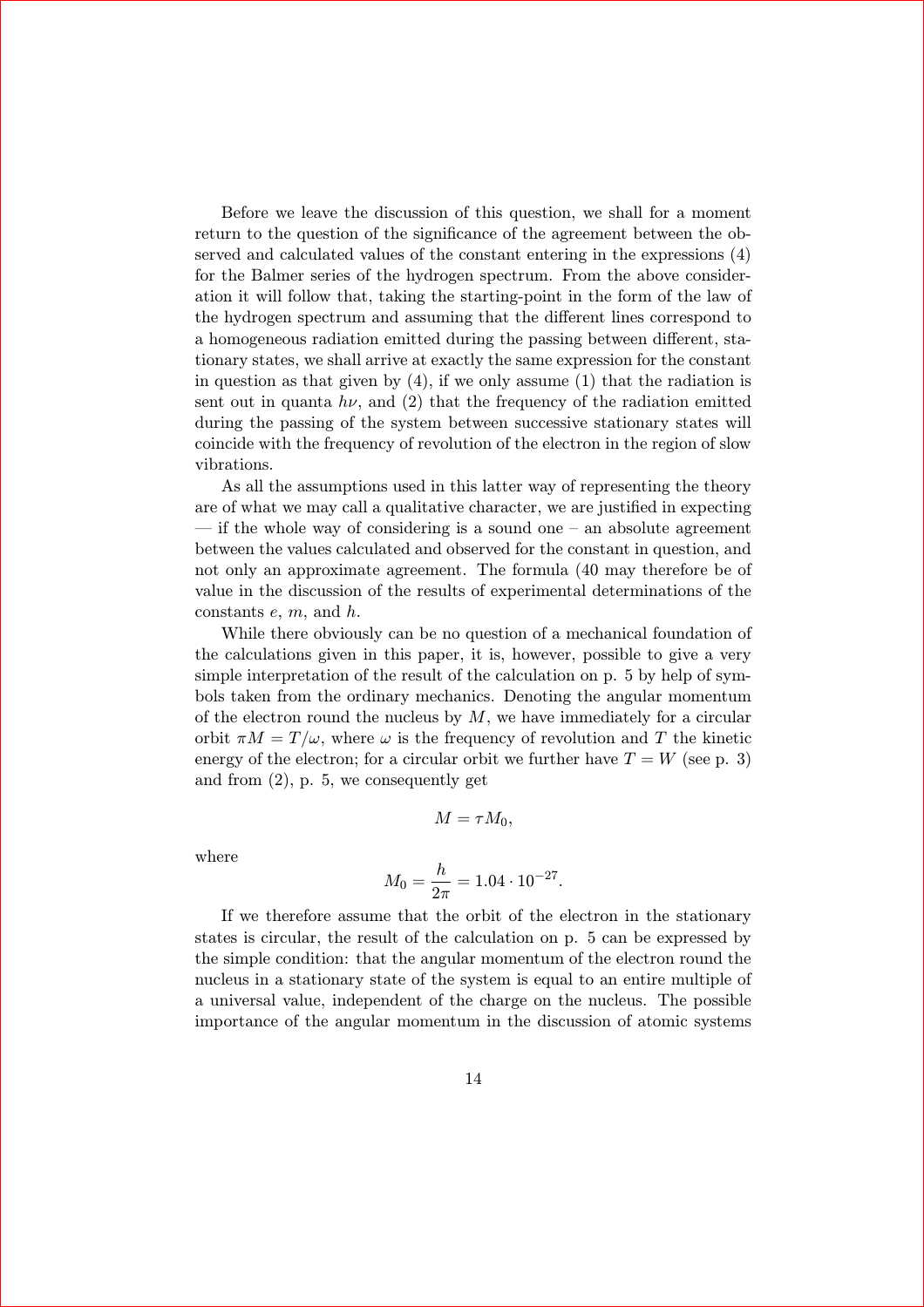Before we leave the discussion of this question, we shall for a moment return to the question of the significance of the agreement between the observed and calculated values of the constant entering in the expressions (4) for the Balmer series of the hydrogen spectrum. From the above consideration it will follow that, taking the starting-point in the form of the law of the hydrogen spectrum and assuming that the different lines correspond to a homogeneous radiation emitted during the passing between different, stationary states, we shall arrive at exactly the same expression for the constant in question as that given by (4), if we only assume (1) that the radiation is sent out in quanta $h\nu$, and (2) that the frequency of the radiation emitted during the passing of the system between successive stationary states will coincide with the frequency of revolution of the electron in the region of slow vibrations.

As all the assumptions used in this latter way of representing the theory are of what we may call a qualitative character, we are justified in expecting — if the whole way of considering is a sound one – an absolute agreement between the values calculated and observed for the constant in question, and not only an approximate agreement. The formula (40 may therefore be of value in the discussion of the results of experimental determinations of the constants $e$, $m$, and $h$.

While there obviously can be no question of a mechanical foundation of the calculations given in this paper, it is, however, possible to give a very simple interpretation of the result of the calculation on p. 5 by help of symbols taken from the ordinary mechanics. Denoting the angular momentum of the electron round the nucleus by $M$, we have immediately for a circular orbit $\pi M = T/\omega$, where $\omega$ is the frequency of revolution and $T$ the kinetic energy of the electron; for a circular orbit we further have $T = W$ (see p. 3) and from (2), p. 5, we consequently get

$$M = \tau M_0,$$

where

$$M_0 = \frac{h}{2\pi} = 1.04 \cdot 10^{-27}.$$

If we therefore assume that the orbit of the electron in the stationary states is circular, the result of the calculation on p. 5 can be expressed by the simple condition: that the angular momentum of the electron round the nucleus in a stationary state of the system is equal to an entire multiple of a universal value, independent of the charge on the nucleus. The possible importance of the angular momentum in the discussion of atomic systems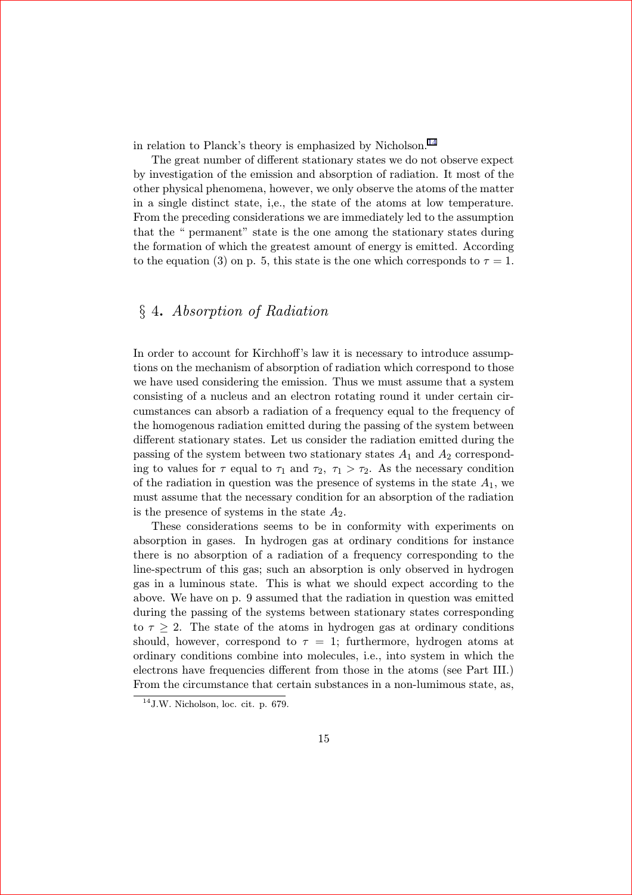in relation to Planck's theory is emphasized by Nicholson.[14]

The great number of different stationary states we do not observe expect by investigation of the emission and absorption of radiation. It most of the other physical phenomena, however, we only observe the atoms of the matter in a single distinct state, i,e., the state of the atoms at low temperature. From the preceding considerations we are immediately led to the assumption that the " permanent" state is the one among the stationary states during the formation of which the greatest amount of energy is emitted. According to the equation (3) on p. 5, this state is the one which corresponds to $\tau = 1$.

## § 4. *Absorption of Radiation*

In order to account for Kirchhoff's law it is necessary to introduce assumptions on the mechanism of absorption of radiation which correspond to those we have used considering the emission. Thus we must assume that a system consisting of a nucleus and an electron rotating round it under certain circumstances can absorb a radiation of a frequency equal to the frequency of the homogenous radiation emitted during the passing of the system between different stationary states. Let us consider the radiation emitted during the passing of the system between two stationary states $A_1$ and $A_2$ corresponding to values for $\tau$ equal to $\tau_1$ and $\tau_2$, $\tau_1 > \tau_2$. As the necessary condition of the radiation in question was the presence of systems in the state $A_1$, we must assume that the necessary condition for an absorption of the radiation is the presence of systems in the state $A_2$.

These considerations seems to be in conformity with experiments on absorption in gases. In hydrogen gas at ordinary conditions for instance there is no absorption of a radiation of a frequency corresponding to the line-spectrum of this gas; such an absorption is only observed in hydrogen gas in a luminous state. This is what we should expect according to the above. We have on p. 9 assumed that the radiation in question was emitted during the passing of the systems between stationary states corresponding to $\tau \geq 2$. The state of the atoms in hydrogen gas at ordinary conditions should, however, correspond to $\tau = 1$; furthermore, hydrogen atoms at ordinary conditions combine into molecules, i.e., into system in which the electrons have frequencies different from those in the atoms (see Part III.) From the circumstance that certain substances in a non-lumimous state, as,

[14] J.W. Nicholson, loc. cit. p. 679.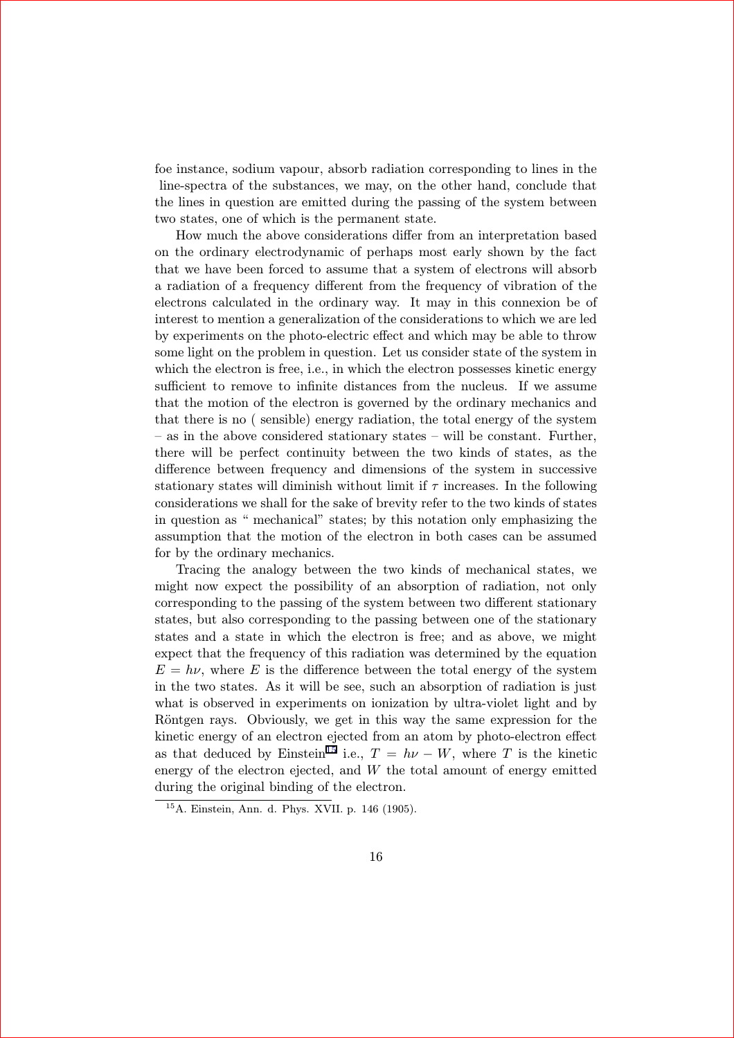foe instance, sodium vapour, absorb radiation corresponding to lines in the line-spectra of the substances, we may, on the other hand, conclude that the lines in question are emitted during the passing of the system between two states, one of which is the permanent state.

How much the above considerations differ from an interpretation based on the ordinary electrodynamic of perhaps most early shown by the fact that we have been forced to assume that a system of electrons will absorb a radiation of a frequency different from the frequency of vibration of the electrons calculated in the ordinary way. It may in this connexion be of interest to mention a generalization of the considerations to which we are led by experiments on the photo-electric effect and which may be able to throw some light on the problem in question. Let us consider state of the system in which the electron is free, i.e., in which the electron possesses kinetic energy sufficient to remove to infinite distances from the nucleus. If we assume that the motion of the electron is governed by the ordinary mechanics and that there is no ( sensible) energy radiation, the total energy of the system – as in the above considered stationary states – will be constant. Further, there will be perfect continuity between the two kinds of states, as the difference between frequency and dimensions of the system in successive stationary states will diminish without limit if $\tau$ increases. In the following considerations we shall for the sake of brevity refer to the two kinds of states in question as " mechanical" states; by this notation only emphasizing the assumption that the motion of the electron in both cases can be assumed for by the ordinary mechanics.

Tracing the analogy between the two kinds of mechanical states, we might now expect the possibility of an absorption of radiation, not only corresponding to the passing of the system between two different stationary states, but also corresponding to the passing between one of the stationary states and a state in which the electron is free; and as above, we might expect that the frequency of this radiation was determined by the equation $E = h\nu$, where $E$ is the difference between the total energy of the system in the two states. As it will be see, such an absorption of radiation is just what is observed in experiments on ionization by ultra-violet light and by Röntgen rays. Obviously, we get in this way the same expression for the kinetic energy of an electron ejected from an atom by photo-electron effect as that deduced by Einstein[15] i.e., $T = h\nu - W$, where $T$ is the kinetic energy of the electron ejected, and $W$ the total amount of energy emitted during the original binding of the electron.

[15] A. Einstein, Ann. d. Phys. XVII. p. 146 (1905).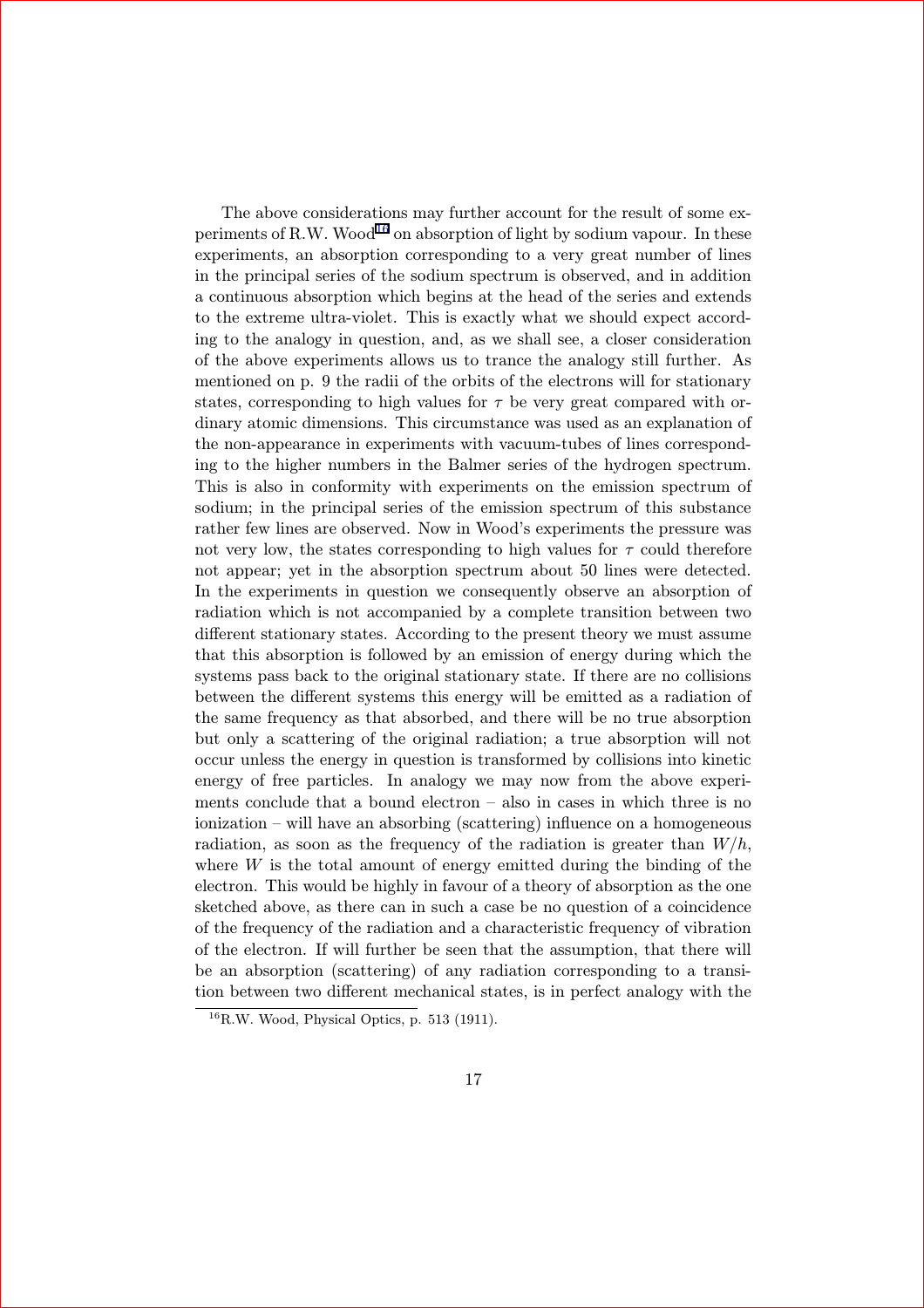The above considerations may further account for the result of some experiments of R.W. Wood[16] on absorption of light by sodium vapour. In these experiments, an absorption corresponding to a very great number of lines in the principal series of the sodium spectrum is observed, and in addition a continuous absorption which begins at the head of the series and extends to the extreme ultra-violet. This is exactly what we should expect according to the analogy in question, and, as we shall see, a closer consideration of the above experiments allows us to trance the analogy still further. As mentioned on p. 9 the radii of the orbits of the electrons will for stationary states, corresponding to high values for $\tau$ be very great compared with ordinary atomic dimensions. This circumstance was used as an explanation of the non-appearance in experiments with vacuum-tubes of lines corresponding to the higher numbers in the Balmer series of the hydrogen spectrum. This is also in conformity with experiments on the emission spectrum of sodium; in the principal series of the emission spectrum of this substance rather few lines are observed. Now in Wood's experiments the pressure was not very low, the states corresponding to high values for $\tau$ could therefore not appear; yet in the absorption spectrum about 50 lines were detected. In the experiments in question we consequently observe an absorption of radiation which is not accompanied by a complete transition between two different stationary states. According to the present theory we must assume that this absorption is followed by an emission of energy during which the systems pass back to the original stationary state. If there are no collisions between the different systems this energy will be emitted as a radiation of the same frequency as that absorbed, and there will be no true absorption but only a scattering of the original radiation; a true absorption will not occur unless the energy in question is transformed by collisions into kinetic energy of free particles. In analogy we may now from the above experiments conclude that a bound electron – also in cases in which three is no ionization – will have an absorbing (scattering) influence on a homogeneous radiation, as soon as the frequency of the radiation is greater than $W/h$, where $W$ is the total amount of energy emitted during the binding of the electron. This would be highly in favour of a theory of absorption as the one sketched above, as there can in such a case be no question of a coincidence of the frequency of the radiation and a characteristic frequency of vibration of the electron. If will further be seen that the assumption, that there will be an absorption (scattering) of any radiation corresponding to a transition between two different mechanical states, is in perfect analogy with the

[16] R.W. Wood, Physical Optics, p. 513 (1911).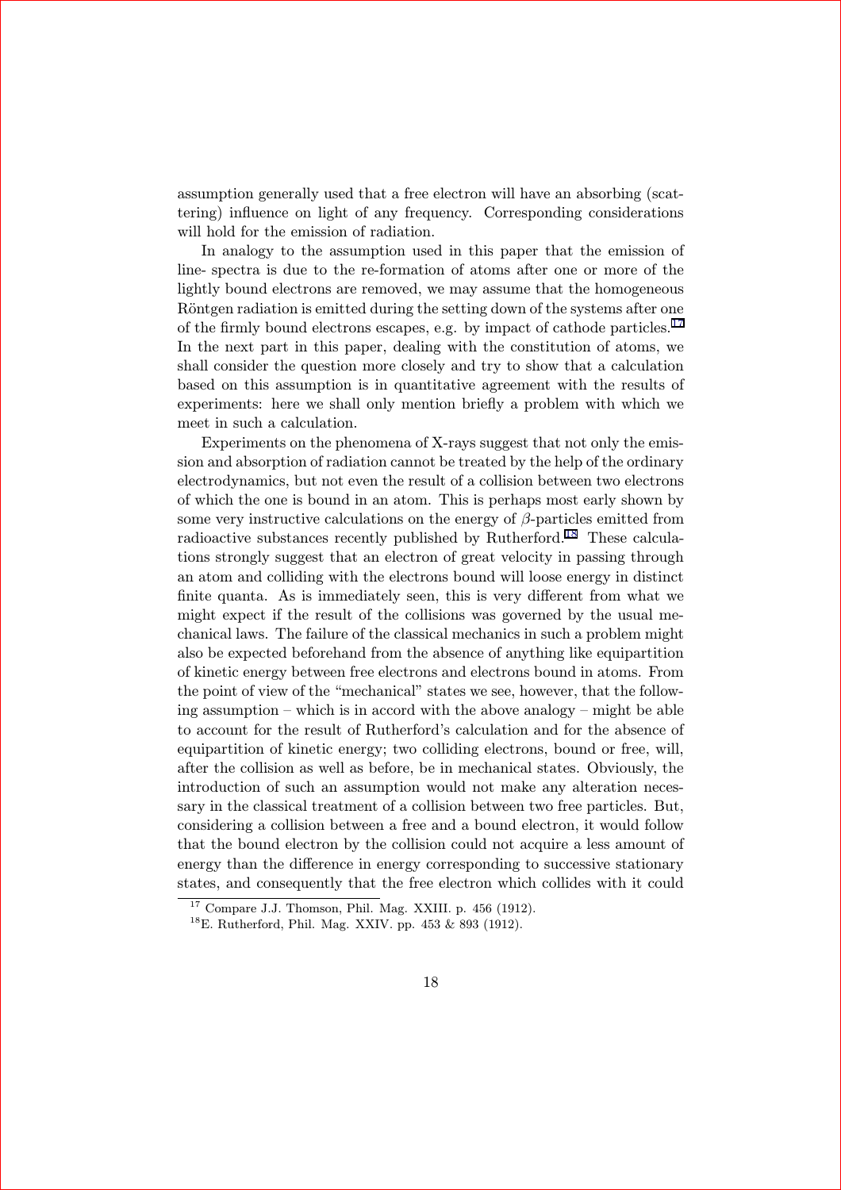assumption generally used that a free electron will have an absorbing (scattering) influence on light of any frequency. Corresponding considerations will hold for the emission of radiation.

In analogy to the assumption used in this paper that the emission of line- spectra is due to the re-formation of atoms after one or more of the lightly bound electrons are removed, we may assume that the homogeneous Röntgen radiation is emitted during the setting down of the systems after one of the firmly bound electrons escapes, e.g. by impact of cathode particles.[17] In the next part in this paper, dealing with the constitution of atoms, we shall consider the question more closely and try to show that a calculation based on this assumption is in quantitative agreement with the results of experiments: here we shall only mention briefly a problem with which we meet in such a calculation.

Experiments on the phenomena of X-rays suggest that not only the emission and absorption of radiation cannot be treated by the help of the ordinary electrodynamics, but not even the result of a collision between two electrons of which the one is bound in an atom. This is perhaps most early shown by some very instructive calculations on the energy of $\beta$-particles emitted from radioactive substances recently published by Rutherford.[18] These calculations strongly suggest that an electron of great velocity in passing through an atom and colliding with the electrons bound will loose energy in distinct finite quanta. As is immediately seen, this is very different from what we might expect if the result of the collisions was governed by the usual mechanical laws. The failure of the classical mechanics in such a problem might also be expected beforehand from the absence of anything like equipartition of kinetic energy between free electrons and electrons bound in atoms. From the point of view of the "mechanical" states we see, however, that the following assumption – which is in accord with the above analogy – might be able to account for the result of Rutherford's calculation and for the absence of equipartition of kinetic energy; two colliding electrons, bound or free, will, after the collision as well as before, be in mechanical states. Obviously, the introduction of such an assumption would not make any alteration necessary in the classical treatment of a collision between two free particles. But, considering a collision between a free and a bound electron, it would follow that the bound electron by the collision could not acquire a less amount of energy than the difference in energy corresponding to successive stationary states, and consequently that the free electron which collides with it could

[17] Compare J.J. Thomson, Phil. Mag. XXIII. p. 456 (1912).

[18] E. Rutherford, Phil. Mag. XXIV. pp. 453 & 893 (1912).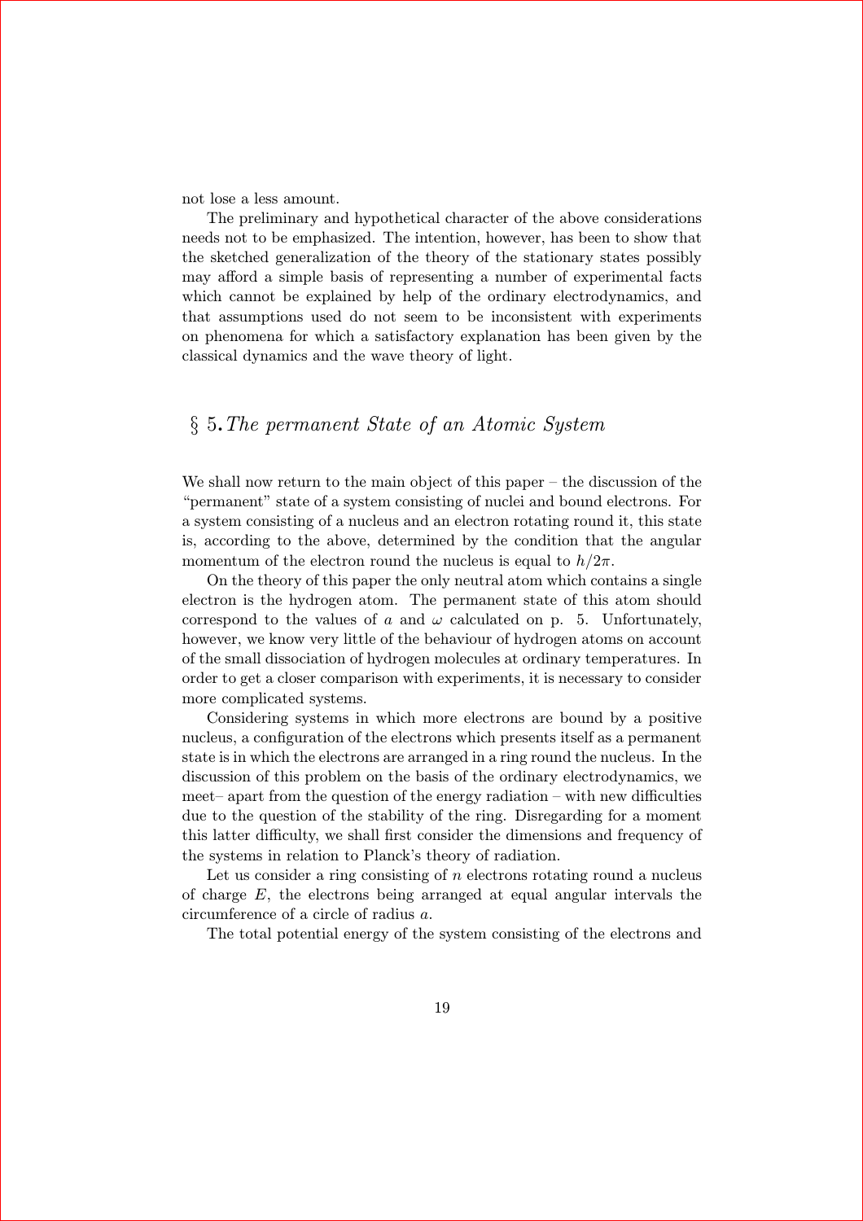not lose a less amount.

The preliminary and hypothetical character of the above considerations needs not to be emphasized. The intention, however, has been to show that the sketched generalization of the theory of the stationary states possibly may afford a simple basis of representing a number of experimental facts which cannot be explained by help of the ordinary electrodynamics, and that assumptions used do not seem to be inconsistent with experiments on phenomena for which a satisfactory explanation has been given by the classical dynamics and the wave theory of light.

## § 5. *The permanent State of an Atomic System*

We shall now return to the main object of this paper – the discussion of the "permanent" state of a system consisting of nuclei and bound electrons. For a system consisting of a nucleus and an electron rotating round it, this state is, according to the above, determined by the condition that the angular momentum of the electron round the nucleus is equal to $h/2\pi$.

On the theory of this paper the only neutral atom which contains a single electron is the hydrogen atom. The permanent state of this atom should correspond to the values of $a$ and $\omega$ calculated on p. 5. Unfortunately, however, we know very little of the behaviour of hydrogen atoms on account of the small dissociation of hydrogen molecules at ordinary temperatures. In order to get a closer comparison with experiments, it is necessary to consider more complicated systems.

Considering systems in which more electrons are bound by a positive nucleus, a configuration of the electrons which presents itself as a permanent state is in which the electrons are arranged in a ring round the nucleus. In the discussion of this problem on the basis of the ordinary electrodynamics, we meet– apart from the question of the energy radiation – with new difficulties due to the question of the stability of the ring. Disregarding for a moment this latter difficulty, we shall first consider the dimensions and frequency of the systems in relation to Planck's theory of radiation.

Let us consider a ring consisting of $n$ electrons rotating round a nucleus of charge $E$, the electrons being arranged at equal angular intervals the circumference of a circle of radius $a$.

The total potential energy of the system consisting of the electrons and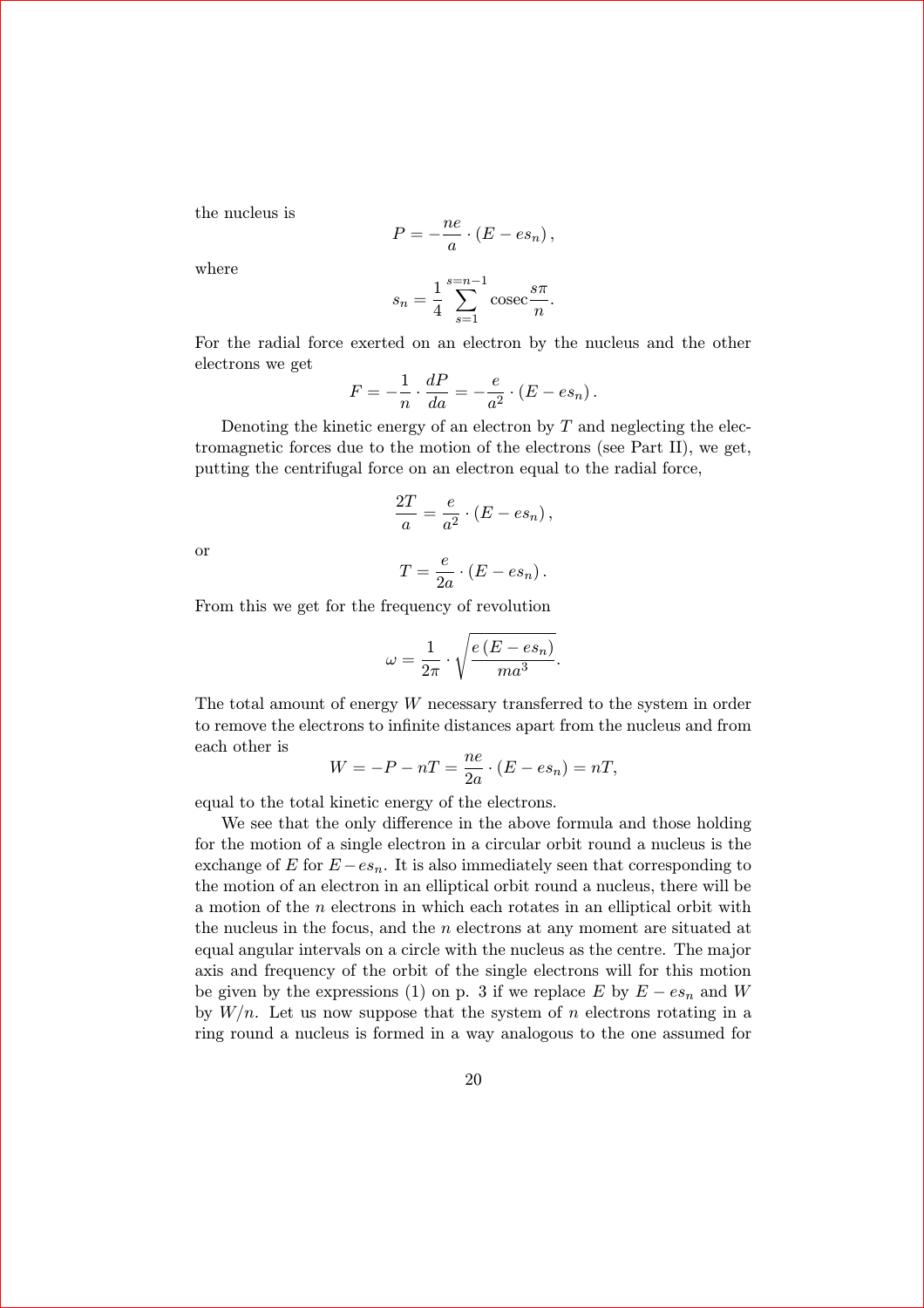the nucleus is

$$P = -\frac{ne}{a} \cdot (E - es_n),$$

where

$$s_n = \frac{1}{4} \sum_{s=1}^{s=n-1} \operatorname{cosec} \frac{s\pi}{n}.$$

For the radial force exerted on an electron by the nucleus and the other electrons we get

$$F = -\frac{1}{n} \cdot \frac{dP}{da} = -\frac{e}{a^2} \cdot (E - es_n).$$

Denoting the kinetic energy of an electron by $T$ and neglecting the electromagnetic forces due to the motion of the electrons (see Part II), we get, putting the centrifugal force on an electron equal to the radial force,

$$\frac{2T}{a} = \frac{e}{a^2} \cdot (E - es_n),$$

or

$$T = \frac{e}{2a} \cdot (E - es_n).$$

From this we get for the frequency of revolution

$$\omega = \frac{1}{2\pi} \cdot \sqrt{\frac{e\,(E - es_n)}{ma^3}}.$$

The total amount of energy $W$ necessary transferred to the system in order to remove the electrons to infinite distances apart from the nucleus and from each other is

$$W = -P - nT = \frac{ne}{2a} \cdot (E - es_n) = nT,$$

equal to the total kinetic energy of the electrons.

We see that the only difference in the above formula and those holding for the motion of a single electron in a circular orbit round a nucleus is the exchange of $E$ for $E - es_n$. It is also immediately seen that corresponding to the motion of an electron in an elliptical orbit round a nucleus, there will be a motion of the $n$ electrons in which each rotates in an elliptical orbit with the nucleus in the focus, and the $n$ electrons at any moment are situated at equal angular intervals on a circle with the nucleus as the centre. The major axis and frequency of the orbit of the single electrons will for this motion be given by the expressions (1) on p. 3 if we replace $E$ by $E - es_n$ and $W$ by $W/n$. Let us now suppose that the system of $n$ electrons rotating in a ring round a nucleus is formed in a way analogous to the one assumed for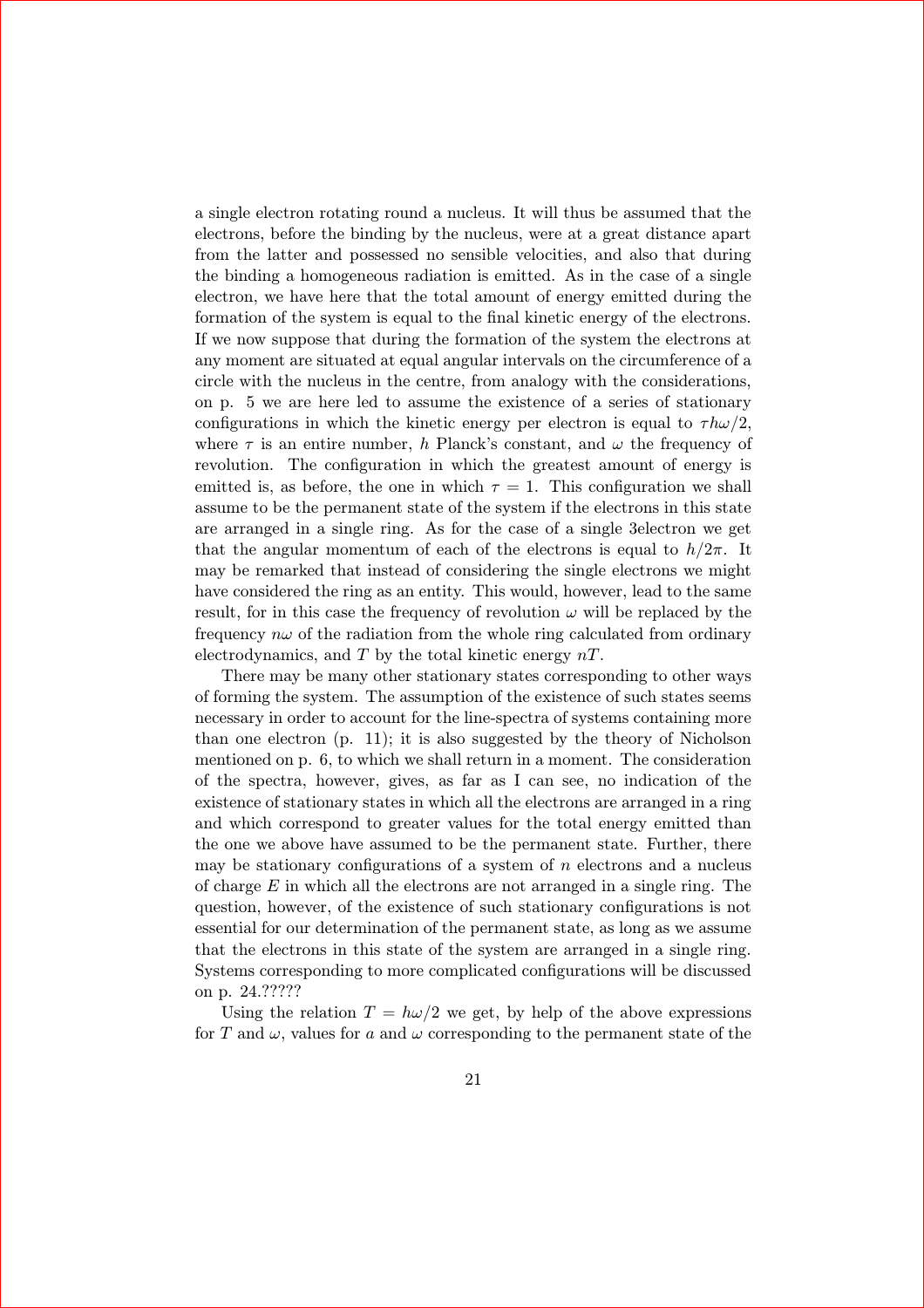a single electron rotating round a nucleus. It will thus be assumed that the electrons, before the binding by the nucleus, were at a great distance apart from the latter and possessed no sensible velocities, and also that during the binding a homogeneous radiation is emitted. As in the case of a single electron, we have here that the total amount of energy emitted during the formation of the system is equal to the final kinetic energy of the electrons. If we now suppose that during the formation of the system the electrons at any moment are situated at equal angular intervals on the circumference of a circle with the nucleus in the centre, from analogy with the considerations, on p. 5 we are here led to assume the existence of a series of stationary configurations in which the kinetic energy per electron is equal to $\tau h\omega/2$, where $\tau$ is an entire number, $h$ Planck's constant, and $\omega$ the frequency of revolution. The configuration in which the greatest amount of energy is emitted is, as before, the one in which $\tau = 1$. This configuration we shall assume to be the permanent state of the system if the electrons in this state are arranged in a single ring. As for the case of a single 3electron we get that the angular momentum of each of the electrons is equal to $h/2\pi$. It may be remarked that instead of considering the single electrons we might have considered the ring as an entity. This would, however, lead to the same result, for in this case the frequency of revolution $\omega$ will be replaced by the frequency $n\omega$ of the radiation from the whole ring calculated from ordinary electrodynamics, and $T$ by the total kinetic energy $nT$.

There may be many other stationary states corresponding to other ways of forming the system. The assumption of the existence of such states seems necessary in order to account for the line-spectra of systems containing more than one electron (p. 11); it is also suggested by the theory of Nicholson mentioned on p. 6, to which we shall return in a moment. The consideration of the spectra, however, gives, as far as I can see, no indication of the existence of stationary states in which all the electrons are arranged in a ring and which correspond to greater values for the total energy emitted than the one we above have assumed to be the permanent state. Further, there may be stationary configurations of a system of $n$ electrons and a nucleus of charge $E$ in which all the electrons are not arranged in a single ring. The question, however, of the existence of such stationary configurations is not essential for our determination of the permanent state, as long as we assume that the electrons in this state of the system are arranged in a single ring. Systems corresponding to more complicated configurations will be discussed on p. 24.?????

Using the relation $T = h\omega/2$ we get, by help of the above expressions for $T$ and $\omega$, values for $a$ and $\omega$ corresponding to the permanent state of the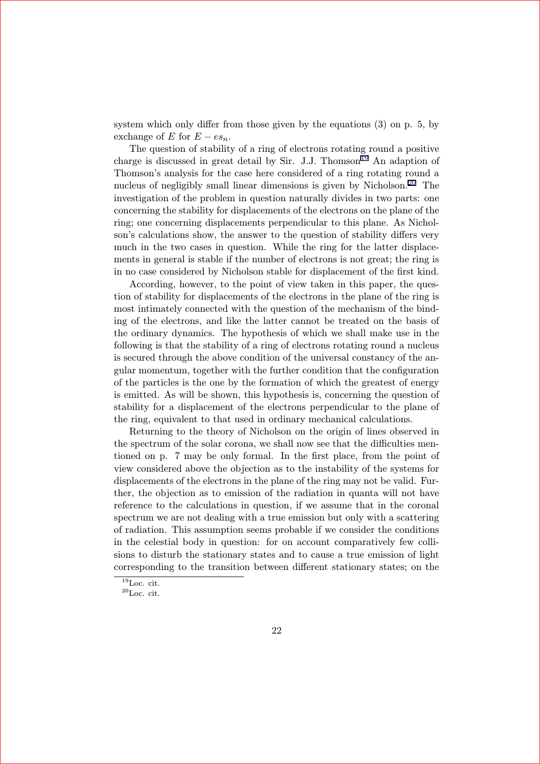system which only differ from those given by the equations (3) on p. 5, by exchange of $E$ for $E - es_n$.

The question of stability of a ring of electrons rotating round a positive charge is discussed in great detail by Sir. J.J. Thomson[19] An adaption of Thomson's analysis for the case here considered of a ring rotating round a nucleus of negligibly small linear dimensions is given by Nicholson.[20] The investigation of the problem in question naturally divides in two parts: one concerning the stability for displacements of the electrons on the plane of the ring; one concerning displacements perpendicular to this plane. As Nicholson's calculations show, the answer to the question of stability differs very much in the two cases in question. While the ring for the latter displacements in general is stable if the number of electrons is not great; the ring is in no case considered by Nicholson stable for displacement of the first kind.

According, however, to the point of view taken in this paper, the question of stability for displacements of the electrons in the plane of the ring is most intimately connected with the question of the mechanism of the binding of the electrons, and like the latter cannot be treated on the basis of the ordinary dynamics. The hypothesis of which we shall make use in the following is that the stability of a ring of electrons rotating round a nucleus is secured through the above condition of the universal constancy of the angular momentum, together with the further condition that the configuration of the particles is the one by the formation of which the greatest of energy is emitted. As will be shown, this hypothesis is, concerning the question of stability for a displacement of the electrons perpendicular to the plane of the ring, equivalent to that used in ordinary mechanical calculations.

Returning to the theory of Nicholson on the origin of lines observed in the spectrum of the solar corona, we shall now see that the difficulties mentioned on p. 7 may be only formal. In the first place, from the point of view considered above the objection as to the instability of the systems for displacements of the electrons in the plane of the ring may not be valid. Further, the objection as to emission of the radiation in quanta will not have reference to the calculations in question, if we assume that in the coronal spectrum we are not dealing with a true emission but only with a scattering of radiation. This assumption seems probable if we consider the conditions in the celestial body in question: for on account comparatively few collisions to disturb the stationary states and to cause a true emission of light corresponding to the transition between different stationary states; on the

[19] Loc. cit.

[20] Loc. cit.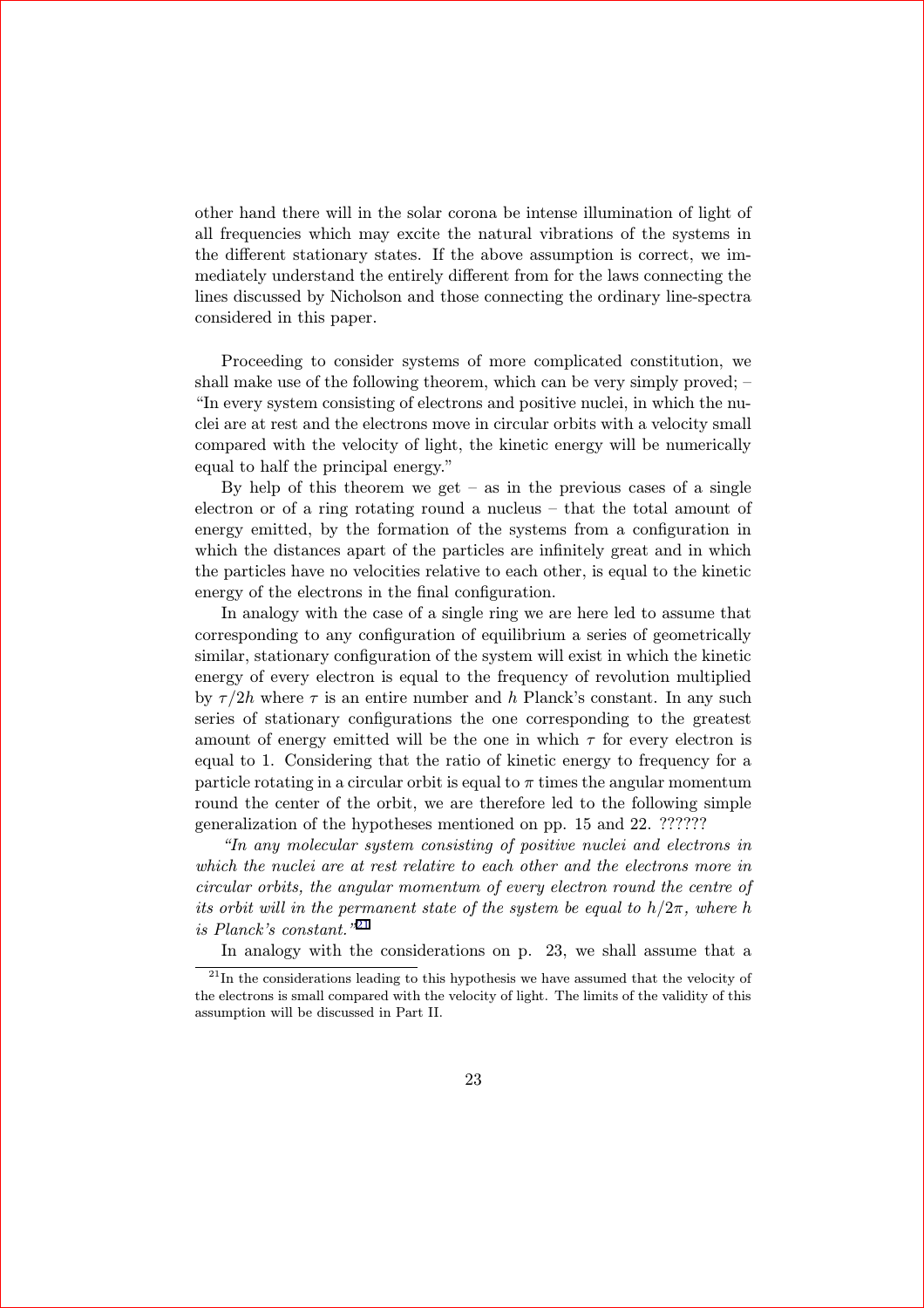other hand there will in the solar corona be intense illumination of light of all frequencies which may excite the natural vibrations of the systems in the different stationary states. If the above assumption is correct, we immediately understand the entirely different from for the laws connecting the lines discussed by Nicholson and those connecting the ordinary line-spectra considered in this paper.

Proceeding to consider systems of more complicated constitution, we shall make use of the following theorem, which can be very simply proved; – "In every system consisting of electrons and positive nuclei, in which the nuclei are at rest and the electrons move in circular orbits with a velocity small compared with the velocity of light, the kinetic energy will be numerically equal to half the principal energy."

By help of this theorem we get – as in the previous cases of a single electron or of a ring rotating round a nucleus – that the total amount of energy emitted, by the formation of the systems from a configuration in which the distances apart of the particles are infinitely great and in which the particles have no velocities relative to each other, is equal to the kinetic energy of the electrons in the final configuration.

In analogy with the case of a single ring we are here led to assume that corresponding to any configuration of equilibrium a series of geometrically similar, stationary configuration of the system will exist in which the kinetic energy of every electron is equal to the frequency of revolution multiplied by $\tau/2h$ where $\tau$ is an entire number and $h$ Planck's constant. In any such series of stationary configurations the one corresponding to the greatest amount of energy emitted will be the one in which $\tau$ for every electron is equal to 1. Considering that the ratio of kinetic energy to frequency for a particle rotating in a circular orbit is equal to $\pi$ times the angular momentum round the center of the orbit, we are therefore led to the following simple generalization of the hypotheses mentioned on pp. 15 and 22. ??????

*"In any molecular system consisting of positive nuclei and electrons in which the nuclei are at rest relatire to each other and the electrons more in circular orbits, the angular momentum of every electron round the centre of its orbit will in the permanent state of the system be equal to $h/2\pi$, where $h$ is Planck's constant."*[21]

In analogy with the considerations on p. 23, we shall assume that a

[21] In the considerations leading to this hypothesis we have assumed that the velocity of the electrons is small compared with the velocity of light. The limits of the validity of this assumption will be discussed in Part II.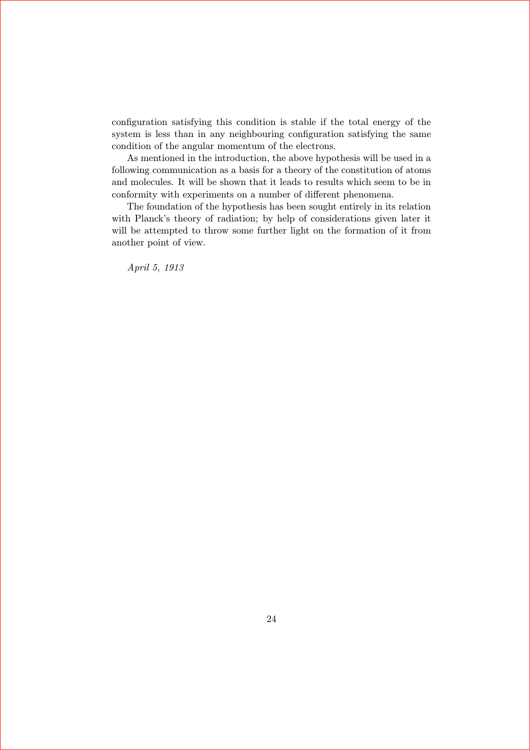configuration satisfying this condition is stable if the total energy of the system is less than in any neighbouring configuration satisfying the same condition of the angular momentum of the electrons.

As mentioned in the introduction, the above hypothesis will be used in a following communication as a basis for a theory of the constitution of atoms and molecules. It will be shown that it leads to results which seem to be in conformity with experiments on a number of different phenomena.

The foundation of the hypothesis has been sought entirely in its relation with Planck's theory of radiation; by help of considerations given later it will be attempted to throw some further light on the formation of it from another point of view.

*April 5, 1913*